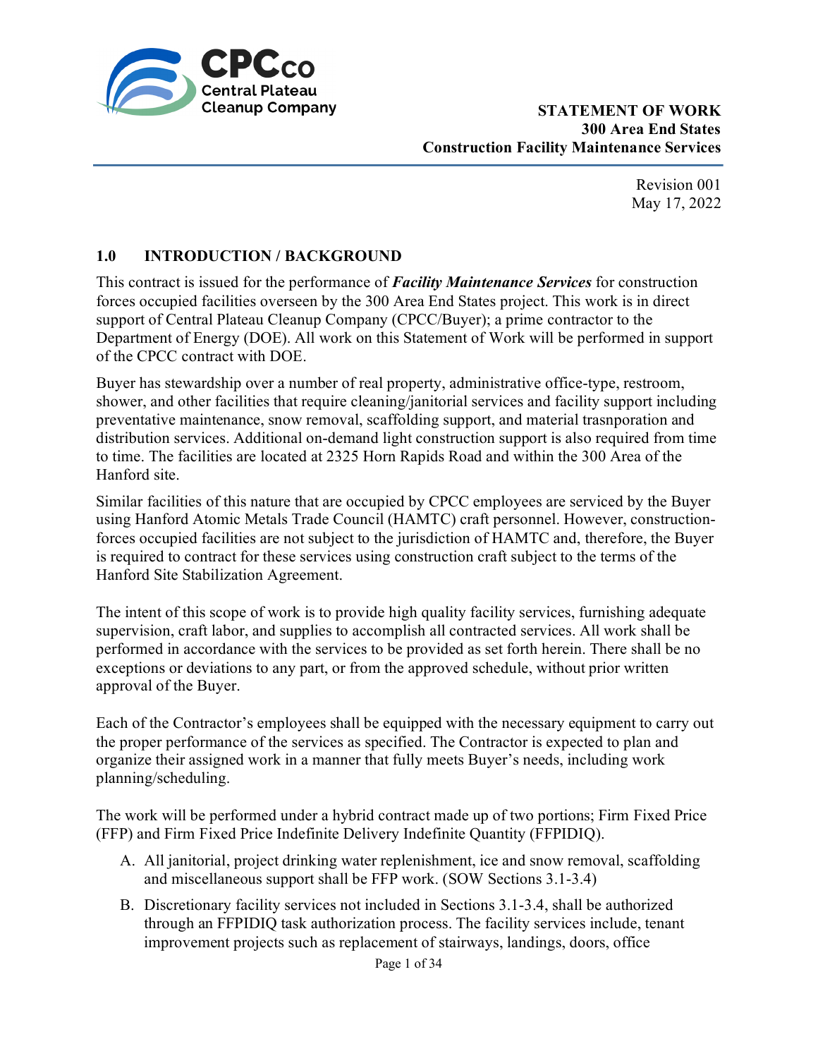CPCco Central Plateau Cleanup Company

**STATEMENT OF WORK**
**300 Area End States**
**Construction Facility Maintenance Services**

Revision 001
May 17, 2022

## 1.0 INTRODUCTION / BACKGROUND

This contract is issued for the performance of ***Facility Maintenance Services*** for construction forces occupied facilities overseen by the 300 Area End States project. This work is in direct support of Central Plateau Cleanup Company (CPCC/Buyer); a prime contractor to the Department of Energy (DOE). All work on this Statement of Work will be performed in support of the CPCC contract with DOE.

Buyer has stewardship over a number of real property, administrative office-type, restroom, shower, and other facilities that require cleaning/janitorial services and facility support including preventative maintenance, snow removal, scaffolding support, and material trasnporation and distribution services. Additional on-demand light construction support is also required from time to time. The facilities are located at 2325 Horn Rapids Road and within the 300 Area of the Hanford site.

Similar facilities of this nature that are occupied by CPCC employees are serviced by the Buyer using Hanford Atomic Metals Trade Council (HAMTC) craft personnel. However, construction-forces occupied facilities are not subject to the jurisdiction of HAMTC and, therefore, the Buyer is required to contract for these services using construction craft subject to the terms of the Hanford Site Stabilization Agreement.

The intent of this scope of work is to provide high quality facility services, furnishing adequate supervision, craft labor, and supplies to accomplish all contracted services. All work shall be performed in accordance with the services to be provided as set forth herein. There shall be no exceptions or deviations to any part, or from the approved schedule, without prior written approval of the Buyer.

Each of the Contractor's employees shall be equipped with the necessary equipment to carry out the proper performance of the services as specified. The Contractor is expected to plan and organize their assigned work in a manner that fully meets Buyer's needs, including work planning/scheduling.

The work will be performed under a hybrid contract made up of two portions; Firm Fixed Price (FFP) and Firm Fixed Price Indefinite Delivery Indefinite Quantity (FFPIDIQ).

A. All janitorial, project drinking water replenishment, ice and snow removal, scaffolding and miscellaneous support shall be FFP work. (SOW Sections 3.1-3.4)

B. Discretionary facility services not included in Sections 3.1-3.4, shall be authorized through an FFPIDIQ task authorization process. The facility services include, tenant improvement projects such as replacement of stairways, landings, doors, office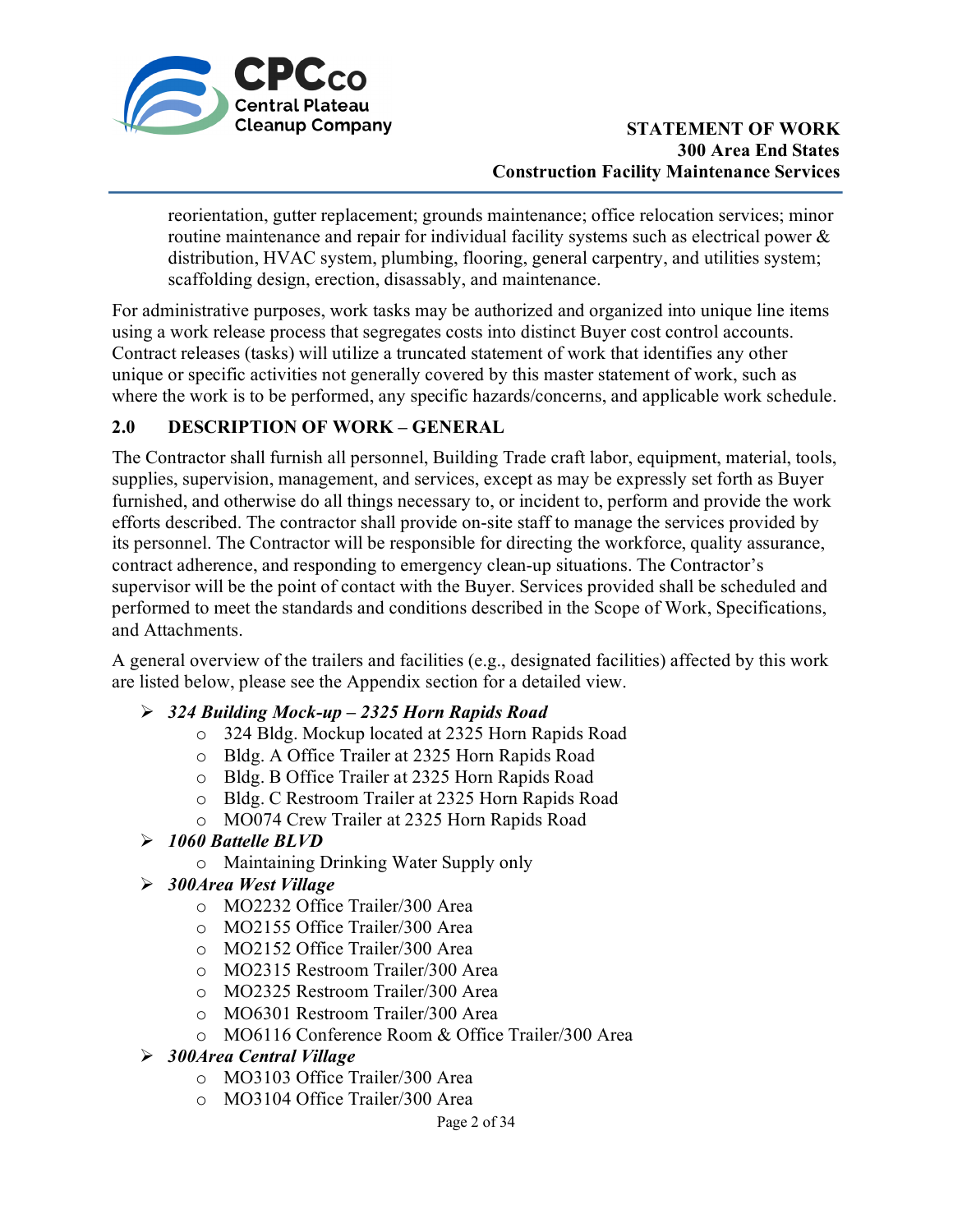reorientation, gutter replacement; grounds maintenance; office relocation services; minor routine maintenance and repair for individual facility systems such as electrical power & distribution, HVAC system, plumbing, flooring, general carpentry, and utilities system; scaffolding design, erection, disassably, and maintenance.

For administrative purposes, work tasks may be authorized and organized into unique line items using a work release process that segregates costs into distinct Buyer cost control accounts. Contract releases (tasks) will utilize a truncated statement of work that identifies any other unique or specific activities not generally covered by this master statement of work, such as where the work is to be performed, any specific hazards/concerns, and applicable work schedule.

## 2.0 DESCRIPTION OF WORK – GENERAL

The Contractor shall furnish all personnel, Building Trade craft labor, equipment, material, tools, supplies, supervision, management, and services, except as may be expressly set forth as Buyer furnished, and otherwise do all things necessary to, or incident to, perform and provide the work efforts described. The contractor shall provide on-site staff to manage the services provided by its personnel. The Contractor will be responsible for directing the workforce, quality assurance, contract adherence, and responding to emergency clean-up situations. The Contractor's supervisor will be the point of contact with the Buyer. Services provided shall be scheduled and performed to meet the standards and conditions described in the Scope of Work, Specifications, and Attachments.

A general overview of the trailers and facilities (e.g., designated facilities) affected by this work are listed below, please see the Appendix section for a detailed view.

- ***324 Building Mock-up – 2325 Horn Rapids Road***
  - 324 Bldg. Mockup located at 2325 Horn Rapids Road
  - Bldg. A Office Trailer at 2325 Horn Rapids Road
  - Bldg. B Office Trailer at 2325 Horn Rapids Road
  - Bldg. C Restroom Trailer at 2325 Horn Rapids Road
  - MO074 Crew Trailer at 2325 Horn Rapids Road
- ***1060 Battelle BLVD***
  - Maintaining Drinking Water Supply only
- ***300Area West Village***
  - MO2232 Office Trailer/300 Area
  - MO2155 Office Trailer/300 Area
  - MO2152 Office Trailer/300 Area
  - MO2315 Restroom Trailer/300 Area
  - MO2325 Restroom Trailer/300 Area
  - MO6301 Restroom Trailer/300 Area
  - MO6116 Conference Room & Office Trailer/300 Area
- ***300Area Central Village***
  - MO3103 Office Trailer/300 Area
  - MO3104 Office Trailer/300 Area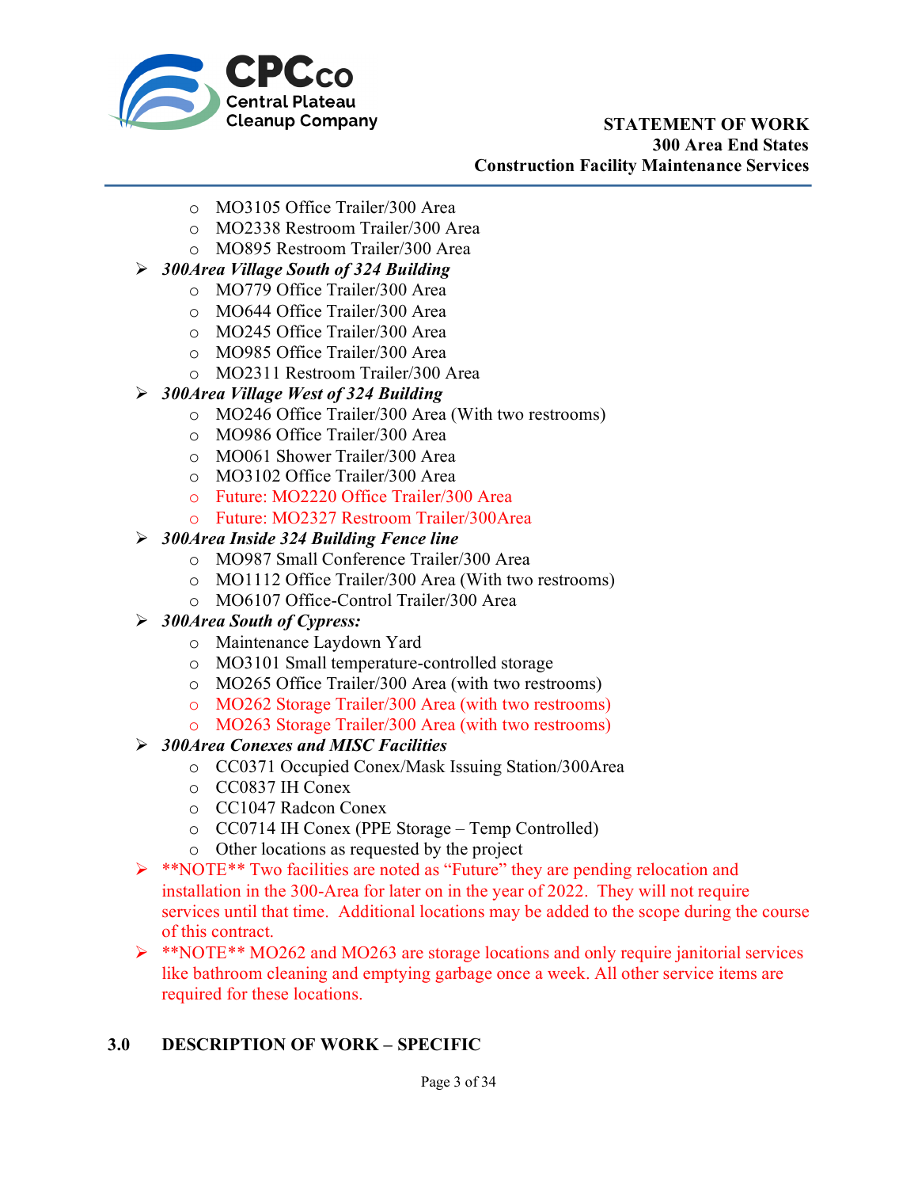- MO3105 Office Trailer/300 Area
    - MO2338 Restroom Trailer/300 Area
    - MO895 Restroom Trailer/300 Area
- ***300Area Village South of 324 Building***
    - MO779 Office Trailer/300 Area
    - MO644 Office Trailer/300 Area
    - MO245 Office Trailer/300 Area
    - MO985 Office Trailer/300 Area
    - MO2311 Restroom Trailer/300 Area
- ***300Area Village West of 324 Building***
    - MO246 Office Trailer/300 Area (With two restrooms)
    - MO986 Office Trailer/300 Area
    - MO061 Shower Trailer/300 Area
    - MO3102 Office Trailer/300 Area
    - Future: MO2220 Office Trailer/300 Area
    - Future: MO2327 Restroom Trailer/300Area
- ***300Area Inside 324 Building Fence line***
    - MO987 Small Conference Trailer/300 Area
    - MO1112 Office Trailer/300 Area (With two restrooms)
    - MO6107 Office-Control Trailer/300 Area
- ***300Area South of Cypress:***
    - Maintenance Laydown Yard
    - MO3101 Small temperature-controlled storage
    - MO265 Office Trailer/300 Area (with two restrooms)
    - MO262 Storage Trailer/300 Area (with two restrooms)
    - MO263 Storage Trailer/300 Area (with two restrooms)
- ***300Area Conexes and MISC Facilities***
    - CC0371 Occupied Conex/Mask Issuing Station/300Area
    - CC0837 IH Conex
    - CC1047 Radcon Conex
    - CC0714 IH Conex (PPE Storage – Temp Controlled)
    - Other locations as requested by the project
- **NOTE** Two facilities are noted as "Future" they are pending relocation and installation in the 300-Area for later on in the year of 2022. They will not require services until that time. Additional locations may be added to the scope during the course of this contract.
- **NOTE** MO262 and MO263 are storage locations and only require janitorial services like bathroom cleaning and emptying garbage once a week. All other service items are required for these locations.

## 3.0 DESCRIPTION OF WORK – SPECIFIC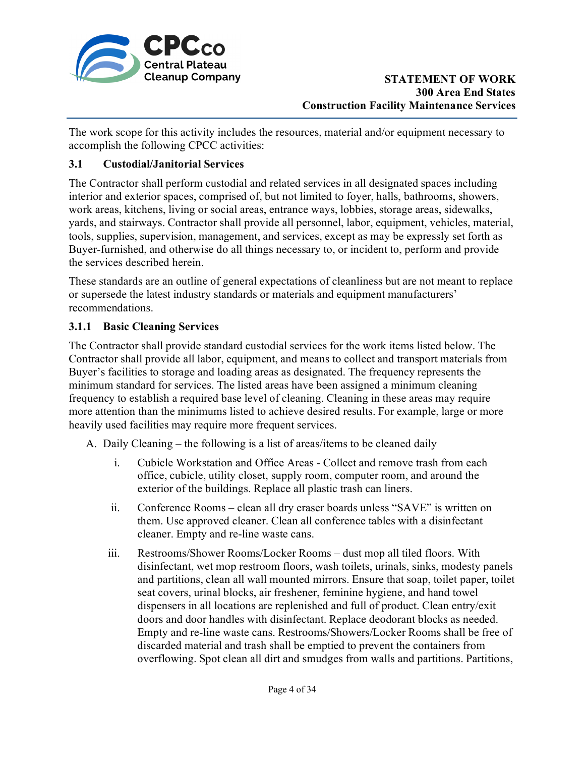The work scope for this activity includes the resources, material and/or equipment necessary to accomplish the following CPCC activities:

### 3.1 Custodial/Janitorial Services

The Contractor shall perform custodial and related services in all designated spaces including interior and exterior spaces, comprised of, but not limited to foyer, halls, bathrooms, showers, work areas, kitchens, living or social areas, entrance ways, lobbies, storage areas, sidewalks, yards, and stairways. Contractor shall provide all personnel, labor, equipment, vehicles, material, tools, supplies, supervision, management, and services, except as may be expressly set forth as Buyer-furnished, and otherwise do all things necessary to, or incident to, perform and provide the services described herein.

These standards are an outline of general expectations of cleanliness but are not meant to replace or supersede the latest industry standards or materials and equipment manufacturers' recommendations.

#### 3.1.1 Basic Cleaning Services

The Contractor shall provide standard custodial services for the work items listed below. The Contractor shall provide all labor, equipment, and means to collect and transport materials from Buyer's facilities to storage and loading areas as designated. The frequency represents the minimum standard for services. The listed areas have been assigned a minimum cleaning frequency to establish a required base level of cleaning. Cleaning in these areas may require more attention than the minimums listed to achieve desired results. For example, large or more heavily used facilities may require more frequent services.

A. Daily Cleaning – the following is a list of areas/items to be cleaned daily

   i. Cubicle Workstation and Office Areas - Collect and remove trash from each office, cubicle, utility closet, supply room, computer room, and around the exterior of the buildings. Replace all plastic trash can liners.

   ii. Conference Rooms – clean all dry eraser boards unless "SAVE" is written on them. Use approved cleaner. Clean all conference tables with a disinfectant cleaner. Empty and re-line waste cans.

   iii. Restrooms/Shower Rooms/Locker Rooms – dust mop all tiled floors. With disinfectant, wet mop restroom floors, wash toilets, urinals, sinks, modesty panels and partitions, clean all wall mounted mirrors. Ensure that soap, toilet paper, toilet seat covers, urinal blocks, air freshener, feminine hygiene, and hand towel dispensers in all locations are replenished and full of product. Clean entry/exit doors and door handles with disinfectant. Replace deodorant blocks as needed. Empty and re-line waste cans. Restrooms/Showers/Locker Rooms shall be free of discarded material and trash shall be emptied to prevent the containers from overflowing. Spot clean all dirt and smudges from walls and partitions. Partitions,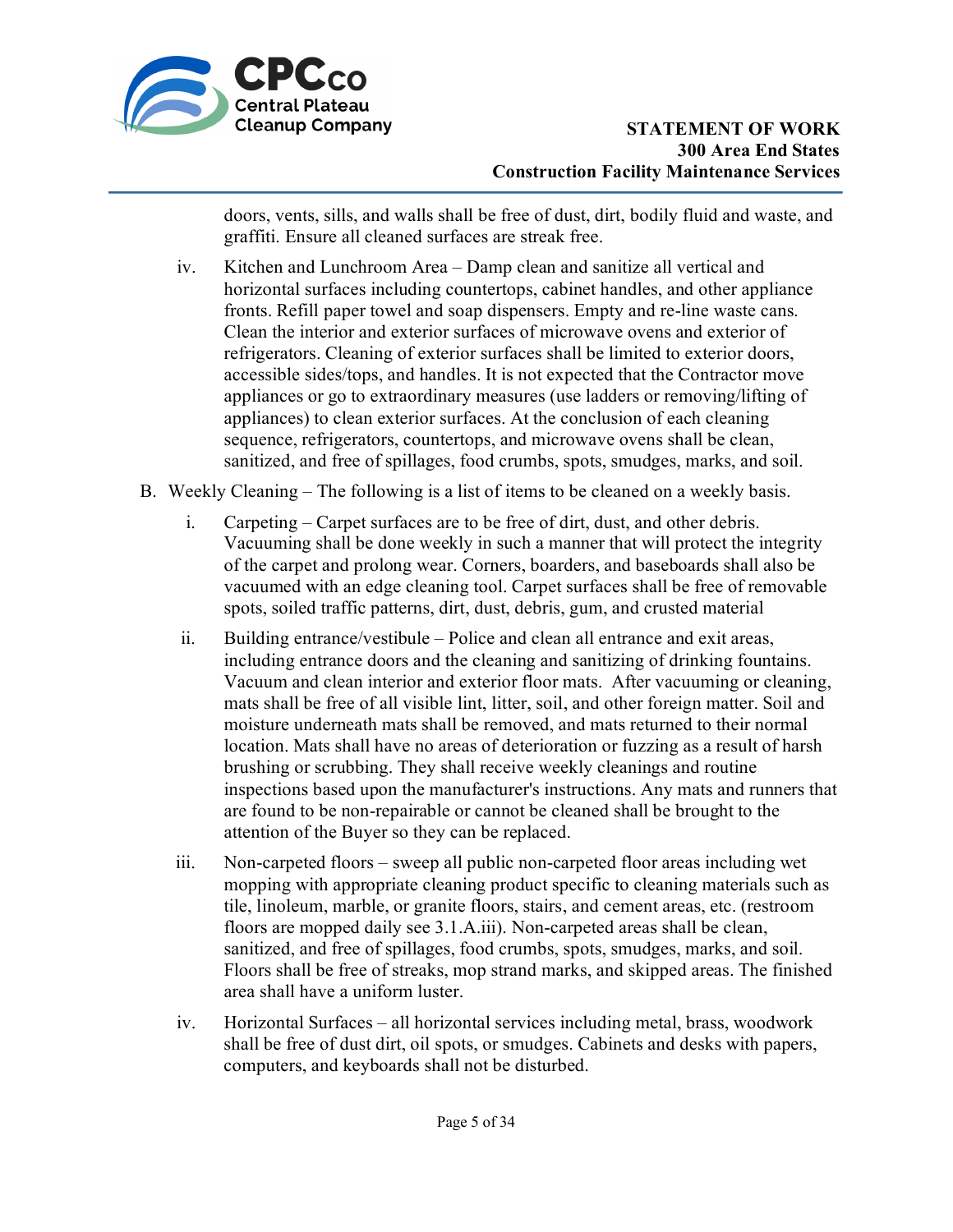doors, vents, sills, and walls shall be free of dust, dirt, bodily fluid and waste, and graffiti. Ensure all cleaned surfaces are streak free.

iv. Kitchen and Lunchroom Area – Damp clean and sanitize all vertical and horizontal surfaces including countertops, cabinet handles, and other appliance fronts. Refill paper towel and soap dispensers. Empty and re-line waste cans. Clean the interior and exterior surfaces of microwave ovens and exterior of refrigerators. Cleaning of exterior surfaces shall be limited to exterior doors, accessible sides/tops, and handles. It is not expected that the Contractor move appliances or go to extraordinary measures (use ladders or removing/lifting of appliances) to clean exterior surfaces. At the conclusion of each cleaning sequence, refrigerators, countertops, and microwave ovens shall be clean, sanitized, and free of spillages, food crumbs, spots, smudges, marks, and soil.

B. Weekly Cleaning – The following is a list of items to be cleaned on a weekly basis.

i. Carpeting – Carpet surfaces are to be free of dirt, dust, and other debris. Vacuuming shall be done weekly in such a manner that will protect the integrity of the carpet and prolong wear. Corners, boarders, and baseboards shall also be vacuumed with an edge cleaning tool. Carpet surfaces shall be free of removable spots, soiled traffic patterns, dirt, dust, debris, gum, and crusted material

ii. Building entrance/vestibule – Police and clean all entrance and exit areas, including entrance doors and the cleaning and sanitizing of drinking fountains. Vacuum and clean interior and exterior floor mats. After vacuuming or cleaning, mats shall be free of all visible lint, litter, soil, and other foreign matter. Soil and moisture underneath mats shall be removed, and mats returned to their normal location. Mats shall have no areas of deterioration or fuzzing as a result of harsh brushing or scrubbing. They shall receive weekly cleanings and routine inspections based upon the manufacturer's instructions. Any mats and runners that are found to be non-repairable or cannot be cleaned shall be brought to the attention of the Buyer so they can be replaced.

iii. Non-carpeted floors – sweep all public non-carpeted floor areas including wet mopping with appropriate cleaning product specific to cleaning materials such as tile, linoleum, marble, or granite floors, stairs, and cement areas, etc. (restroom floors are mopped daily see 3.1.A.iii). Non-carpeted areas shall be clean, sanitized, and free of spillages, food crumbs, spots, smudges, marks, and soil. Floors shall be free of streaks, mop strand marks, and skipped areas. The finished area shall have a uniform luster.

iv. Horizontal Surfaces – all horizontal services including metal, brass, woodwork shall be free of dust dirt, oil spots, or smudges. Cabinets and desks with papers, computers, and keyboards shall not be disturbed.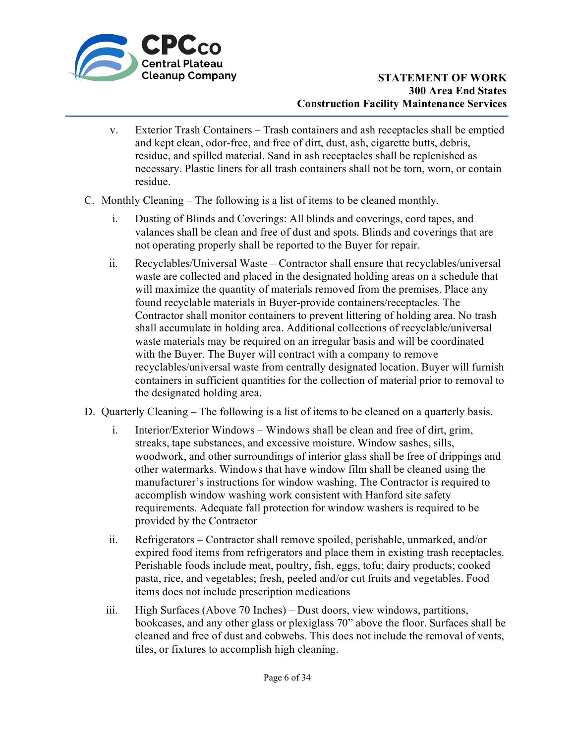v. Exterior Trash Containers – Trash containers and ash receptacles shall be emptied and kept clean, odor-free, and free of dirt, dust, ash, cigarette butts, debris, residue, and spilled material. Sand in ash receptacles shall be replenished as necessary. Plastic liners for all trash containers shall not be torn, worn, or contain residue.

C. Monthly Cleaning – The following is a list of items to be cleaned monthly.

i. Dusting of Blinds and Coverings: All blinds and coverings, cord tapes, and valances shall be clean and free of dust and spots. Blinds and coverings that are not operating properly shall be reported to the Buyer for repair.

ii. Recyclables/Universal Waste – Contractor shall ensure that recyclables/universal waste are collected and placed in the designated holding areas on a schedule that will maximize the quantity of materials removed from the premises. Place any found recyclable materials in Buyer-provide containers/receptacles. The Contractor shall monitor containers to prevent littering of holding area. No trash shall accumulate in holding area. Additional collections of recyclable/universal waste materials may be required on an irregular basis and will be coordinated with the Buyer. The Buyer will contract with a company to remove recyclables/universal waste from centrally designated location. Buyer will furnish containers in sufficient quantities for the collection of material prior to removal to the designated holding area.

D. Quarterly Cleaning – The following is a list of items to be cleaned on a quarterly basis.

i. Interior/Exterior Windows – Windows shall be clean and free of dirt, grim, streaks, tape substances, and excessive moisture. Window sashes, sills, woodwork, and other surroundings of interior glass shall be free of drippings and other watermarks. Windows that have window film shall be cleaned using the manufacturer's instructions for window washing. The Contractor is required to accomplish window washing work consistent with Hanford site safety requirements. Adequate fall protection for window washers is required to be provided by the Contractor

ii. Refrigerators – Contractor shall remove spoiled, perishable, unmarked, and/or expired food items from refrigerators and place them in existing trash receptacles. Perishable foods include meat, poultry, fish, eggs, tofu; dairy products; cooked pasta, rice, and vegetables; fresh, peeled and/or cut fruits and vegetables. Food items does not include prescription medications

iii. High Surfaces (Above 70 Inches) – Dust doors, view windows, partitions, bookcases, and any other glass or plexiglass 70" above the floor. Surfaces shall be cleaned and free of dust and cobwebs. This does not include the removal of vents, tiles, or fixtures to accomplish high cleaning.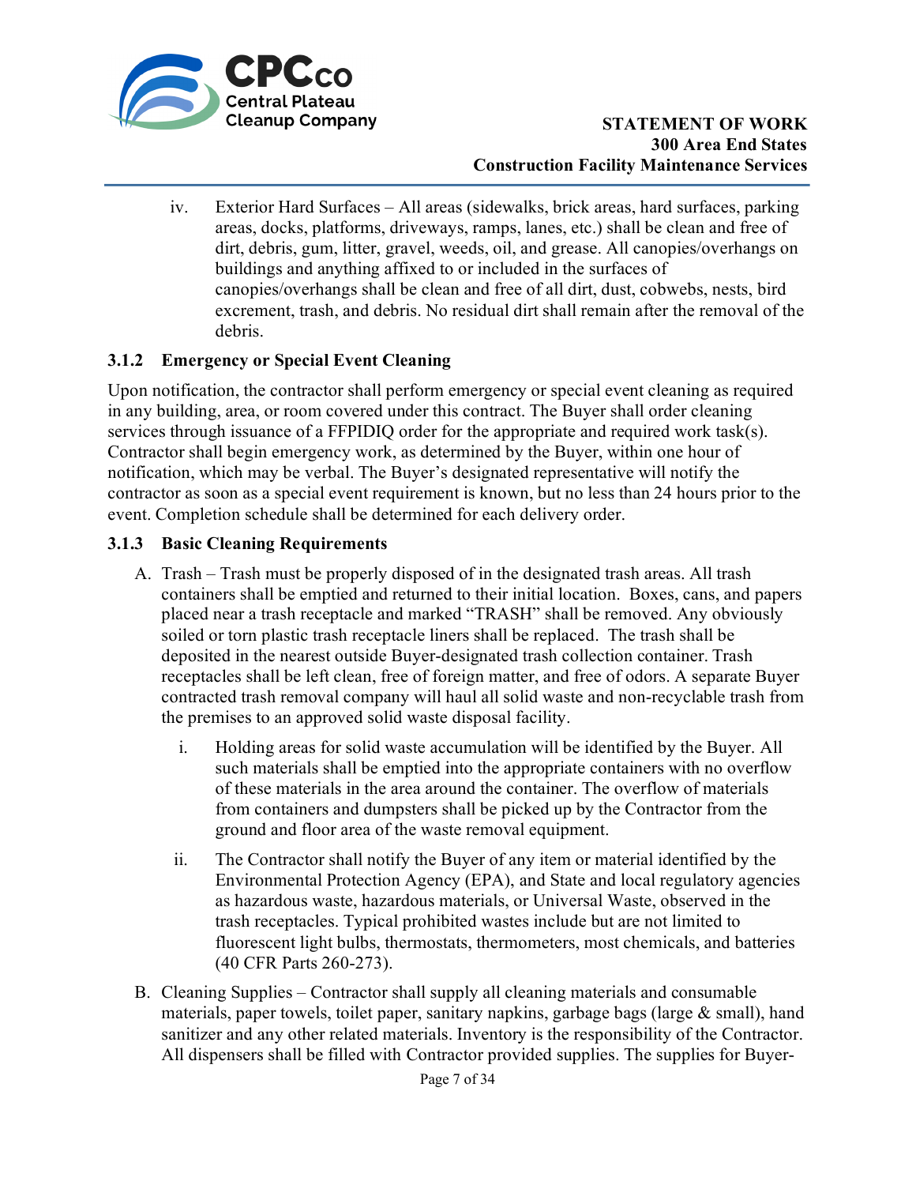iv. Exterior Hard Surfaces – All areas (sidewalks, brick areas, hard surfaces, parking areas, docks, platforms, driveways, ramps, lanes, etc.) shall be clean and free of dirt, debris, gum, litter, gravel, weeds, oil, and grease. All canopies/overhangs on buildings and anything affixed to or included in the surfaces of canopies/overhangs shall be clean and free of all dirt, dust, cobwebs, nests, bird excrement, trash, and debris. No residual dirt shall remain after the removal of the debris.

### 3.1.2 Emergency or Special Event Cleaning

Upon notification, the contractor shall perform emergency or special event cleaning as required in any building, area, or room covered under this contract. The Buyer shall order cleaning services through issuance of a FFPIDIQ order for the appropriate and required work task(s). Contractor shall begin emergency work, as determined by the Buyer, within one hour of notification, which may be verbal. The Buyer's designated representative will notify the contractor as soon as a special event requirement is known, but no less than 24 hours prior to the event. Completion schedule shall be determined for each delivery order.

### 3.1.3 Basic Cleaning Requirements

A. Trash – Trash must be properly disposed of in the designated trash areas. All trash containers shall be emptied and returned to their initial location. Boxes, cans, and papers placed near a trash receptacle and marked "TRASH" shall be removed. Any obviously soiled or torn plastic trash receptacle liners shall be replaced. The trash shall be deposited in the nearest outside Buyer-designated trash collection container. Trash receptacles shall be left clean, free of foreign matter, and free of odors. A separate Buyer contracted trash removal company will haul all solid waste and non-recyclable trash from the premises to an approved solid waste disposal facility.

   i. Holding areas for solid waste accumulation will be identified by the Buyer. All such materials shall be emptied into the appropriate containers with no overflow of these materials in the area around the container. The overflow of materials from containers and dumpsters shall be picked up by the Contractor from the ground and floor area of the waste removal equipment.

   ii. The Contractor shall notify the Buyer of any item or material identified by the Environmental Protection Agency (EPA), and State and local regulatory agencies as hazardous waste, hazardous materials, or Universal Waste, observed in the trash receptacles. Typical prohibited wastes include but are not limited to fluorescent light bulbs, thermostats, thermometers, most chemicals, and batteries (40 CFR Parts 260-273).

B. Cleaning Supplies – Contractor shall supply all cleaning materials and consumable materials, paper towels, toilet paper, sanitary napkins, garbage bags (large & small), hand sanitizer and any other related materials. Inventory is the responsibility of the Contractor. All dispensers shall be filled with Contractor provided supplies. The supplies for Buyer-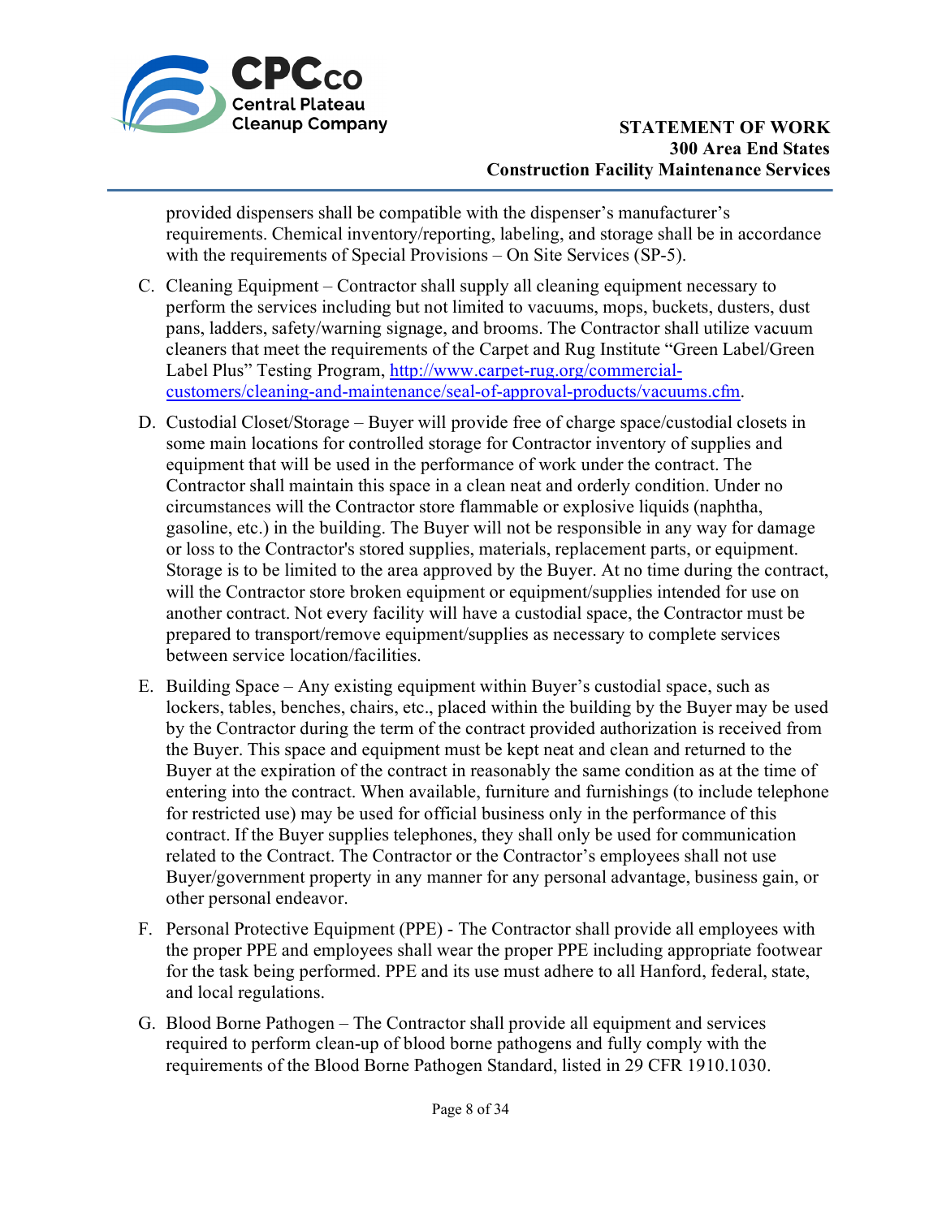provided dispensers shall be compatible with the dispenser's manufacturer's requirements. Chemical inventory/reporting, labeling, and storage shall be in accordance with the requirements of Special Provisions – On Site Services (SP-5).

C. Cleaning Equipment – Contractor shall supply all cleaning equipment necessary to perform the services including but not limited to vacuums, mops, buckets, dusters, dust pans, ladders, safety/warning signage, and brooms. The Contractor shall utilize vacuum cleaners that meet the requirements of the Carpet and Rug Institute "Green Label/Green Label Plus" Testing Program, [http://www.carpet-rug.org/commercial-customers/cleaning-and-maintenance/seal-of-approval-products/vacuums.cfm](http://www.carpet-rug.org/commercial-customers/cleaning-and-maintenance/seal-of-approval-products/vacuums.cfm).

D. Custodial Closet/Storage – Buyer will provide free of charge space/custodial closets in some main locations for controlled storage for Contractor inventory of supplies and equipment that will be used in the performance of work under the contract. The Contractor shall maintain this space in a clean neat and orderly condition. Under no circumstances will the Contractor store flammable or explosive liquids (naphtha, gasoline, etc.) in the building. The Buyer will not be responsible in any way for damage or loss to the Contractor's stored supplies, materials, replacement parts, or equipment. Storage is to be limited to the area approved by the Buyer. At no time during the contract, will the Contractor store broken equipment or equipment/supplies intended for use on another contract. Not every facility will have a custodial space, the Contractor must be prepared to transport/remove equipment/supplies as necessary to complete services between service location/facilities.

E. Building Space – Any existing equipment within Buyer's custodial space, such as lockers, tables, benches, chairs, etc., placed within the building by the Buyer may be used by the Contractor during the term of the contract provided authorization is received from the Buyer. This space and equipment must be kept neat and clean and returned to the Buyer at the expiration of the contract in reasonably the same condition as at the time of entering into the contract. When available, furniture and furnishings (to include telephone for restricted use) may be used for official business only in the performance of this contract. If the Buyer supplies telephones, they shall only be used for communication related to the Contract. The Contractor or the Contractor's employees shall not use Buyer/government property in any manner for any personal advantage, business gain, or other personal endeavor.

F. Personal Protective Equipment (PPE) - The Contractor shall provide all employees with the proper PPE and employees shall wear the proper PPE including appropriate footwear for the task being performed. PPE and its use must adhere to all Hanford, federal, state, and local regulations.

G. Blood Borne Pathogen – The Contractor shall provide all equipment and services required to perform clean-up of blood borne pathogens and fully comply with the requirements of the Blood Borne Pathogen Standard, listed in 29 CFR 1910.1030.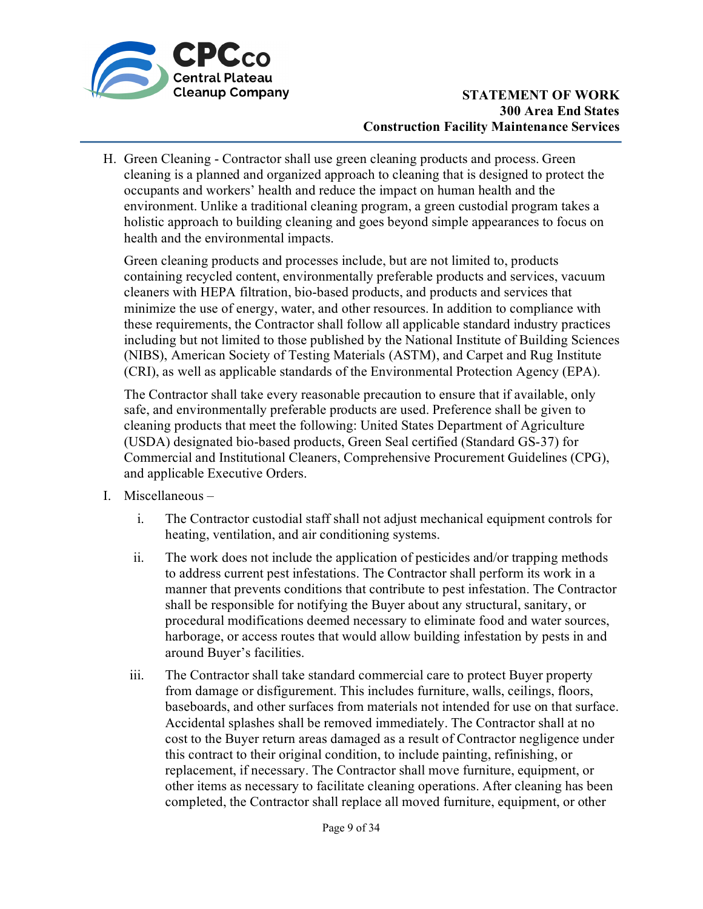H. Green Cleaning - Contractor shall use green cleaning products and process. Green cleaning is a planned and organized approach to cleaning that is designed to protect the occupants and workers' health and reduce the impact on human health and the environment. Unlike a traditional cleaning program, a green custodial program takes a holistic approach to building cleaning and goes beyond simple appearances to focus on health and the environmental impacts.

   Green cleaning products and processes include, but are not limited to, products containing recycled content, environmentally preferable products and services, vacuum cleaners with HEPA filtration, bio-based products, and products and services that minimize the use of energy, water, and other resources. In addition to compliance with these requirements, the Contractor shall follow all applicable standard industry practices including but not limited to those published by the National Institute of Building Sciences (NIBS), American Society of Testing Materials (ASTM), and Carpet and Rug Institute (CRI), as well as applicable standards of the Environmental Protection Agency (EPA).

   The Contractor shall take every reasonable precaution to ensure that if available, only safe, and environmentally preferable products are used. Preference shall be given to cleaning products that meet the following: United States Department of Agriculture (USDA) designated bio-based products, Green Seal certified (Standard GS-37) for Commercial and Institutional Cleaners, Comprehensive Procurement Guidelines (CPG), and applicable Executive Orders.

I. Miscellaneous –

   i. The Contractor custodial staff shall not adjust mechanical equipment controls for heating, ventilation, and air conditioning systems.

   ii. The work does not include the application of pesticides and/or trapping methods to address current pest infestations. The Contractor shall perform its work in a manner that prevents conditions that contribute to pest infestation. The Contractor shall be responsible for notifying the Buyer about any structural, sanitary, or procedural modifications deemed necessary to eliminate food and water sources, harborage, or access routes that would allow building infestation by pests in and around Buyer's facilities.

   iii. The Contractor shall take standard commercial care to protect Buyer property from damage or disfigurement. This includes furniture, walls, ceilings, floors, baseboards, and other surfaces from materials not intended for use on that surface. Accidental splashes shall be removed immediately. The Contractor shall at no cost to the Buyer return areas damaged as a result of Contractor negligence under this contract to their original condition, to include painting, refinishing, or replacement, if necessary. The Contractor shall move furniture, equipment, or other items as necessary to facilitate cleaning operations. After cleaning has been completed, the Contractor shall replace all moved furniture, equipment, or other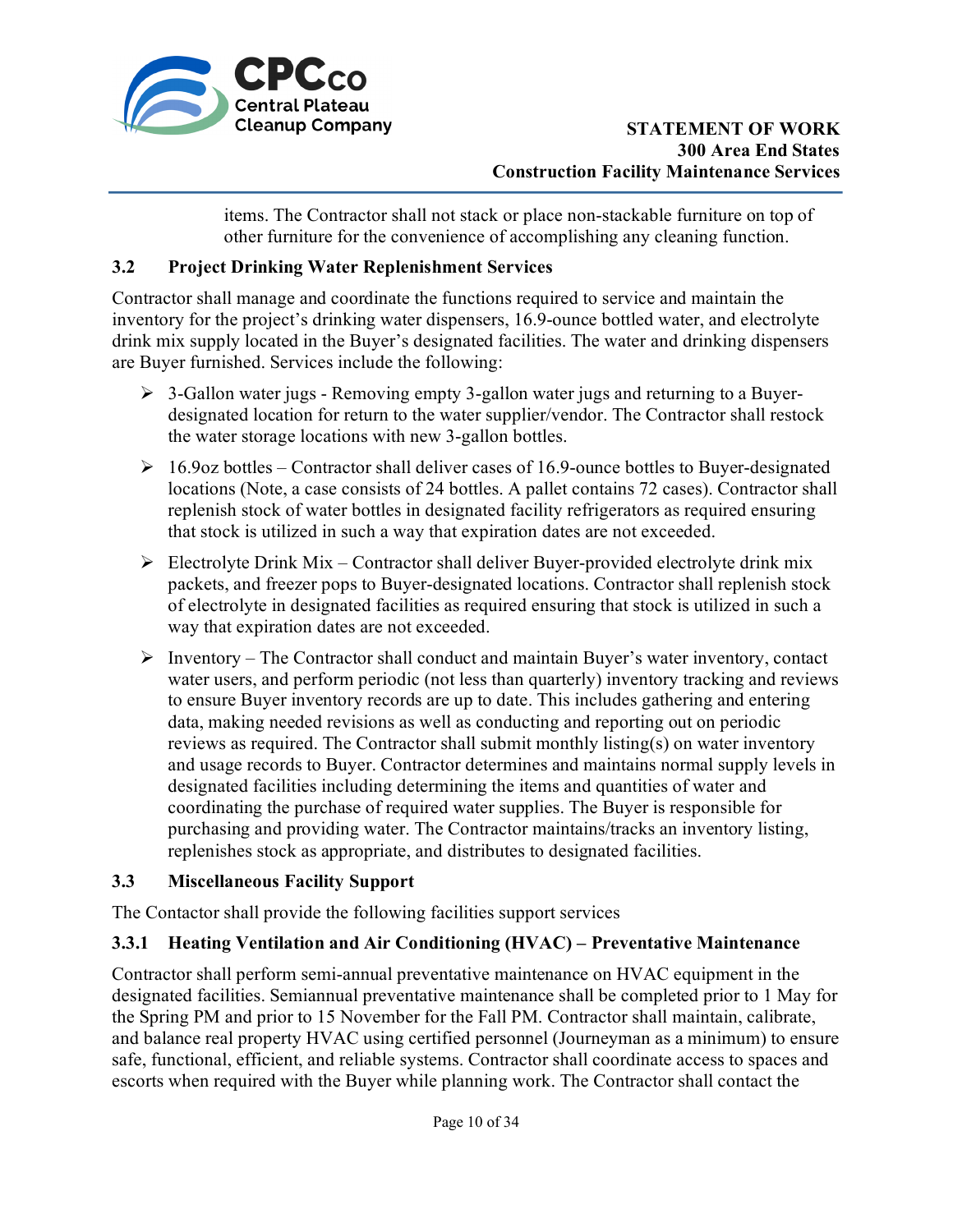items. The Contractor shall not stack or place non-stackable furniture on top of other furniture for the convenience of accomplishing any cleaning function.

### 3.2 Project Drinking Water Replenishment Services

Contractor shall manage and coordinate the functions required to service and maintain the inventory for the project's drinking water dispensers, 16.9-ounce bottled water, and electrolyte drink mix supply located in the Buyer's designated facilities. The water and drinking dispensers are Buyer furnished. Services include the following:

- 3-Gallon water jugs - Removing empty 3-gallon water jugs and returning to a Buyer-designated location for return to the water supplier/vendor. The Contractor shall restock the water storage locations with new 3-gallon bottles.
- 16.9oz bottles – Contractor shall deliver cases of 16.9-ounce bottles to Buyer-designated locations (Note, a case consists of 24 bottles. A pallet contains 72 cases). Contractor shall replenish stock of water bottles in designated facility refrigerators as required ensuring that stock is utilized in such a way that expiration dates are not exceeded.
- Electrolyte Drink Mix – Contractor shall deliver Buyer-provided electrolyte drink mix packets, and freezer pops to Buyer-designated locations. Contractor shall replenish stock of electrolyte in designated facilities as required ensuring that stock is utilized in such a way that expiration dates are not exceeded.
- Inventory – The Contractor shall conduct and maintain Buyer's water inventory, contact water users, and perform periodic (not less than quarterly) inventory tracking and reviews to ensure Buyer inventory records are up to date. This includes gathering and entering data, making needed revisions as well as conducting and reporting out on periodic reviews as required. The Contractor shall submit monthly listing(s) on water inventory and usage records to Buyer. Contractor determines and maintains normal supply levels in designated facilities including determining the items and quantities of water and coordinating the purchase of required water supplies. The Buyer is responsible for purchasing and providing water. The Contractor maintains/tracks an inventory listing, replenishes stock as appropriate, and distributes to designated facilities.

### 3.3 Miscellaneous Facility Support

The Contactor shall provide the following facilities support services

#### 3.3.1 Heating Ventilation and Air Conditioning (HVAC) – Preventative Maintenance

Contractor shall perform semi-annual preventative maintenance on HVAC equipment in the designated facilities. Semiannual preventative maintenance shall be completed prior to 1 May for the Spring PM and prior to 15 November for the Fall PM. Contractor shall maintain, calibrate, and balance real property HVAC using certified personnel (Journeyman as a minimum) to ensure safe, functional, efficient, and reliable systems. Contractor shall coordinate access to spaces and escorts when required with the Buyer while planning work. The Contractor shall contact the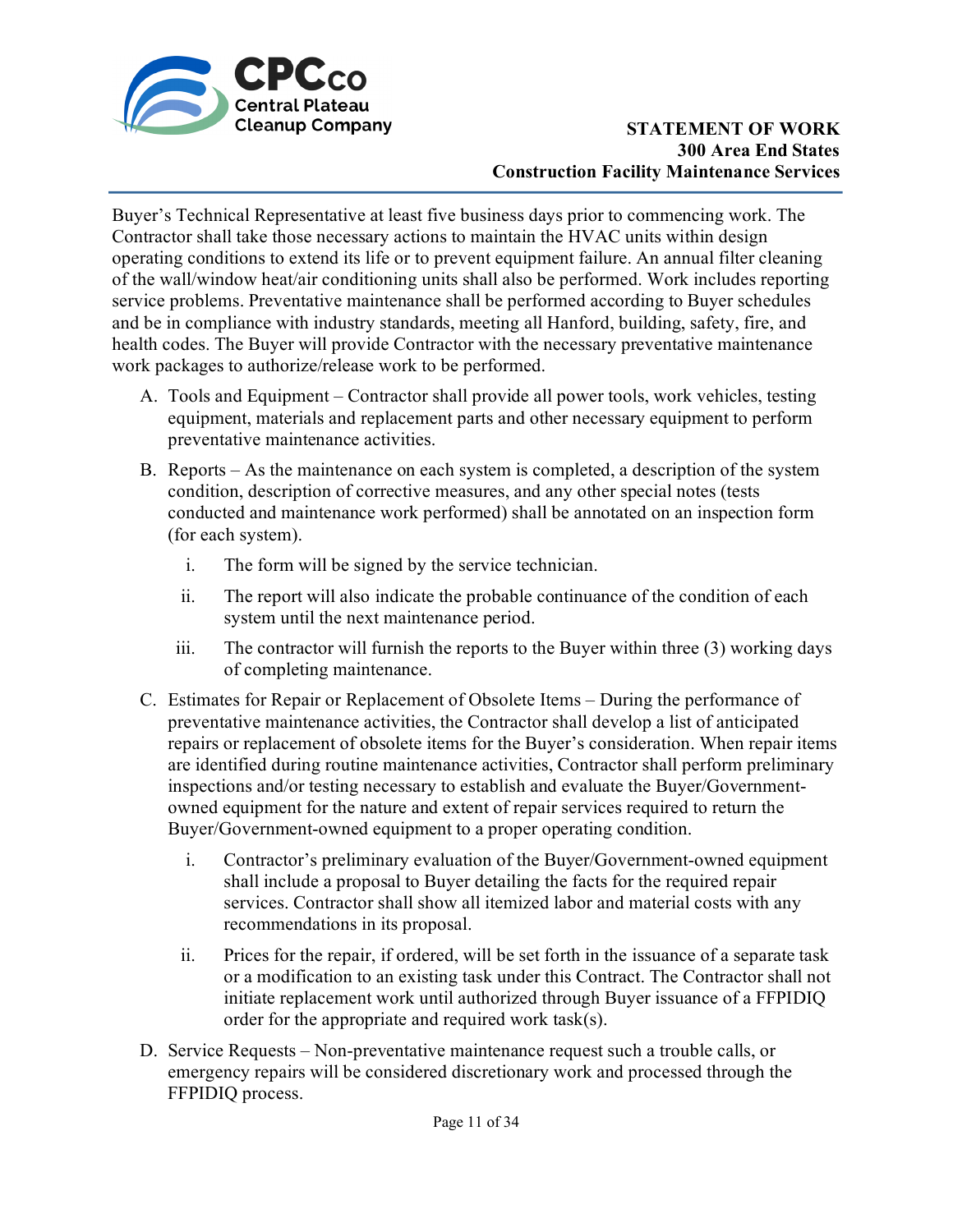Buyer's Technical Representative at least five business days prior to commencing work. The Contractor shall take those necessary actions to maintain the HVAC units within design operating conditions to extend its life or to prevent equipment failure. An annual filter cleaning of the wall/window heat/air conditioning units shall also be performed. Work includes reporting service problems. Preventative maintenance shall be performed according to Buyer schedules and be in compliance with industry standards, meeting all Hanford, building, safety, fire, and health codes. The Buyer will provide Contractor with the necessary preventative maintenance work packages to authorize/release work to be performed.

A. Tools and Equipment – Contractor shall provide all power tools, work vehicles, testing equipment, materials and replacement parts and other necessary equipment to perform preventative maintenance activities.

B. Reports – As the maintenance on each system is completed, a description of the system condition, description of corrective measures, and any other special notes (tests conducted and maintenance work performed) shall be annotated on an inspection form (for each system).

   i. The form will be signed by the service technician.

   ii. The report will also indicate the probable continuance of the condition of each system until the next maintenance period.

   iii. The contractor will furnish the reports to the Buyer within three (3) working days of completing maintenance.

C. Estimates for Repair or Replacement of Obsolete Items – During the performance of preventative maintenance activities, the Contractor shall develop a list of anticipated repairs or replacement of obsolete items for the Buyer's consideration. When repair items are identified during routine maintenance activities, Contractor shall perform preliminary inspections and/or testing necessary to establish and evaluate the Buyer/Government-owned equipment for the nature and extent of repair services required to return the Buyer/Government-owned equipment to a proper operating condition.

   i. Contractor's preliminary evaluation of the Buyer/Government-owned equipment shall include a proposal to Buyer detailing the facts for the required repair services. Contractor shall show all itemized labor and material costs with any recommendations in its proposal.

   ii. Prices for the repair, if ordered, will be set forth in the issuance of a separate task or a modification to an existing task under this Contract. The Contractor shall not initiate replacement work until authorized through Buyer issuance of a FFPIDIQ order for the appropriate and required work task(s).

D. Service Requests – Non-preventative maintenance request such a trouble calls, or emergency repairs will be considered discretionary work and processed through the FFPIDIQ process.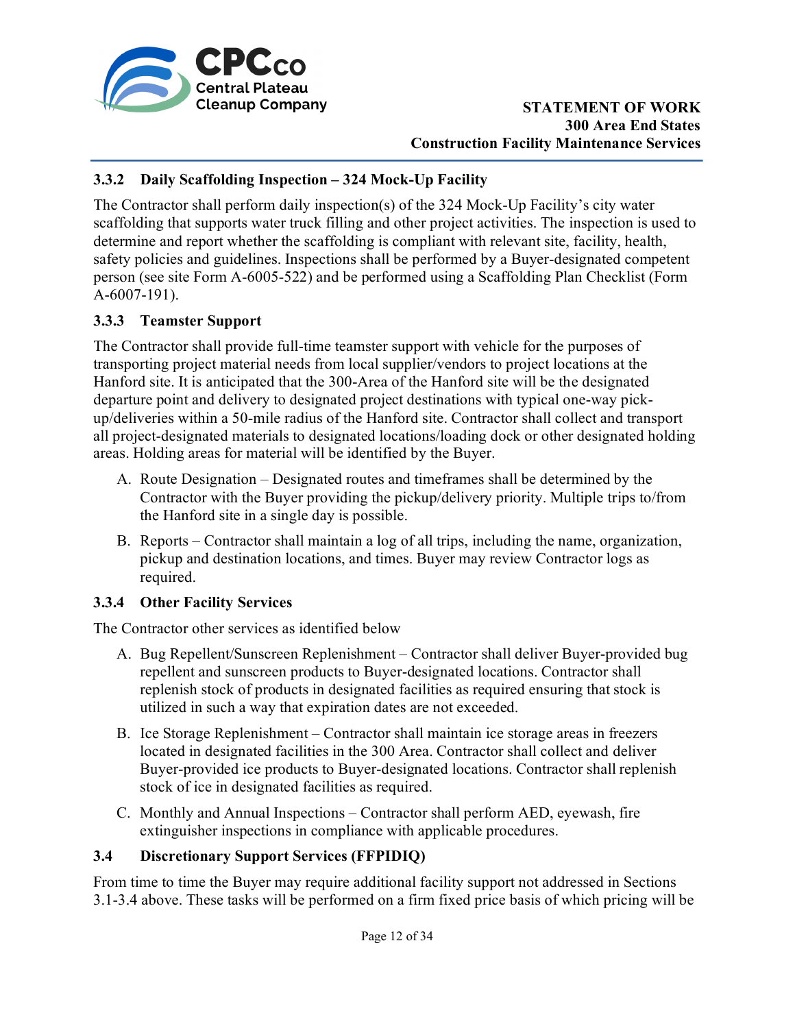### 3.3.2 Daily Scaffolding Inspection – 324 Mock-Up Facility

The Contractor shall perform daily inspection(s) of the 324 Mock-Up Facility's city water scaffolding that supports water truck filling and other project activities. The inspection is used to determine and report whether the scaffolding is compliant with relevant site, facility, health, safety policies and guidelines. Inspections shall be performed by a Buyer-designated competent person (see site Form A-6005-522) and be performed using a Scaffolding Plan Checklist (Form A-6007-191).

### 3.3.3 Teamster Support

The Contractor shall provide full-time teamster support with vehicle for the purposes of transporting project material needs from local supplier/vendors to project locations at the Hanford site. It is anticipated that the 300-Area of the Hanford site will be the designated departure point and delivery to designated project destinations with typical one-way pick-up/deliveries within a 50-mile radius of the Hanford site. Contractor shall collect and transport all project-designated materials to designated locations/loading dock or other designated holding areas. Holding areas for material will be identified by the Buyer.

A. Route Designation – Designated routes and timeframes shall be determined by the Contractor with the Buyer providing the pickup/delivery priority. Multiple trips to/from the Hanford site in a single day is possible.

B. Reports – Contractor shall maintain a log of all trips, including the name, organization, pickup and destination locations, and times. Buyer may review Contractor logs as required.

### 3.3.4 Other Facility Services

The Contractor other services as identified below

A. Bug Repellent/Sunscreen Replenishment – Contractor shall deliver Buyer-provided bug repellent and sunscreen products to Buyer-designated locations. Contractor shall replenish stock of products in designated facilities as required ensuring that stock is utilized in such a way that expiration dates are not exceeded.

B. Ice Storage Replenishment – Contractor shall maintain ice storage areas in freezers located in designated facilities in the 300 Area. Contractor shall collect and deliver Buyer-provided ice products to Buyer-designated locations. Contractor shall replenish stock of ice in designated facilities as required.

C. Monthly and Annual Inspections – Contractor shall perform AED, eyewash, fire extinguisher inspections in compliance with applicable procedures.

## 3.4 Discretionary Support Services (FFPIDIQ)

From time to time the Buyer may require additional facility support not addressed in Sections 3.1-3.4 above. These tasks will be performed on a firm fixed price basis of which pricing will be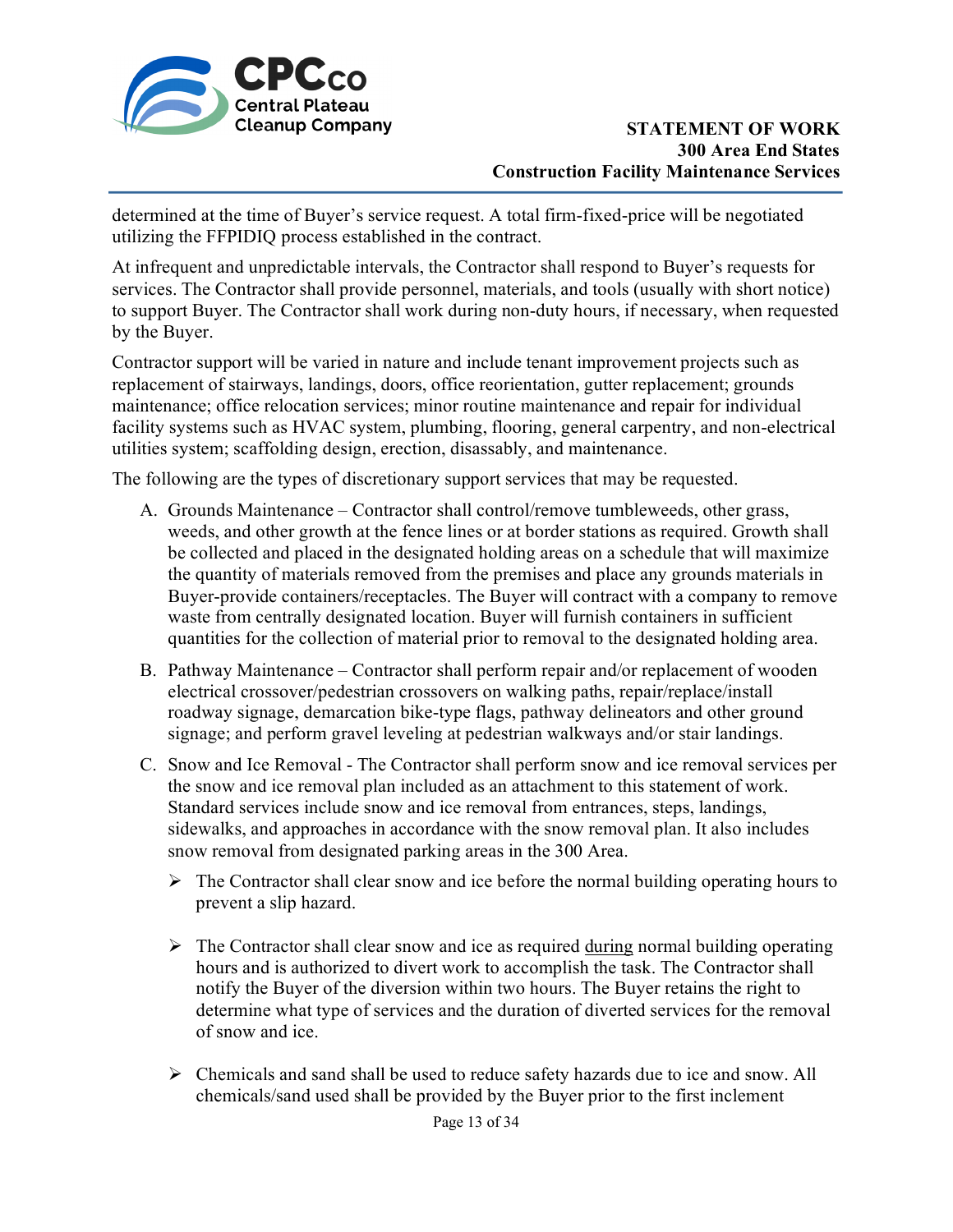determined at the time of Buyer's service request. A total firm-fixed-price will be negotiated utilizing the FFPIDIQ process established in the contract.

At infrequent and unpredictable intervals, the Contractor shall respond to Buyer's requests for services. The Contractor shall provide personnel, materials, and tools (usually with short notice) to support Buyer. The Contractor shall work during non-duty hours, if necessary, when requested by the Buyer.

Contractor support will be varied in nature and include tenant improvement projects such as replacement of stairways, landings, doors, office reorientation, gutter replacement; grounds maintenance; office relocation services; minor routine maintenance and repair for individual facility systems such as HVAC system, plumbing, flooring, general carpentry, and non-electrical utilities system; scaffolding design, erection, disassably, and maintenance.

The following are the types of discretionary support services that may be requested.

A. Grounds Maintenance – Contractor shall control/remove tumbleweeds, other grass, weeds, and other growth at the fence lines or at border stations as required. Growth shall be collected and placed in the designated holding areas on a schedule that will maximize the quantity of materials removed from the premises and place any grounds materials in Buyer-provide containers/receptacles. The Buyer will contract with a company to remove waste from centrally designated location. Buyer will furnish containers in sufficient quantities for the collection of material prior to removal to the designated holding area.

B. Pathway Maintenance – Contractor shall perform repair and/or replacement of wooden electrical crossover/pedestrian crossovers on walking paths, repair/replace/install roadway signage, demarcation bike-type flags, pathway delineators and other ground signage; and perform gravel leveling at pedestrian walkways and/or stair landings.

C. Snow and Ice Removal - The Contractor shall perform snow and ice removal services per the snow and ice removal plan included as an attachment to this statement of work. Standard services include snow and ice removal from entrances, steps, landings, sidewalks, and approaches in accordance with the snow removal plan. It also includes snow removal from designated parking areas in the 300 Area.

   - The Contractor shall clear snow and ice before the normal building operating hours to prevent a slip hazard.

   - The Contractor shall clear snow and ice as required <u>during</u> normal building operating hours and is authorized to divert work to accomplish the task. The Contractor shall notify the Buyer of the diversion within two hours. The Buyer retains the right to determine what type of services and the duration of diverted services for the removal of snow and ice.

   - Chemicals and sand shall be used to reduce safety hazards due to ice and snow. All chemicals/sand used shall be provided by the Buyer prior to the first inclement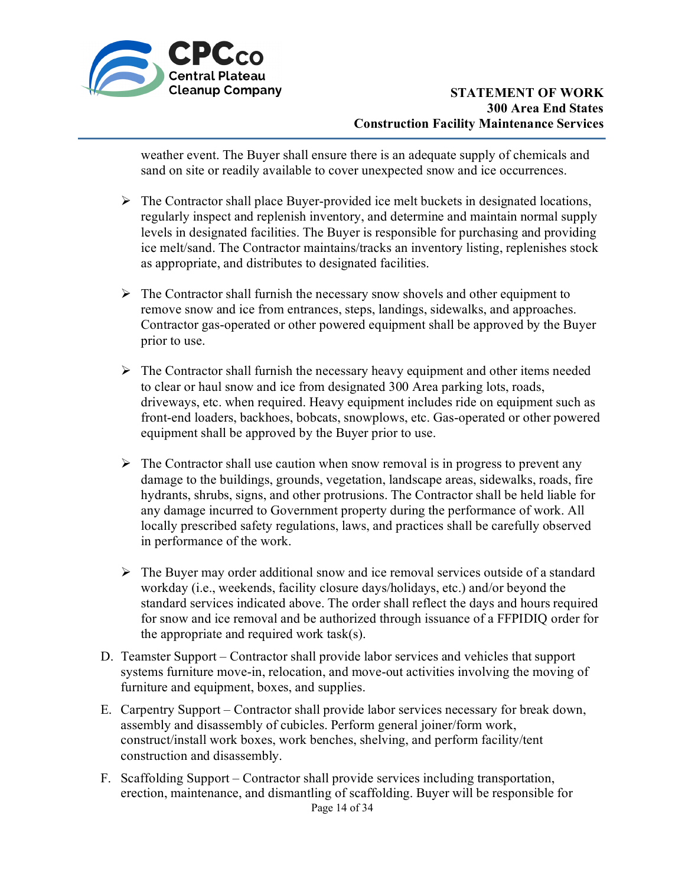weather event. The Buyer shall ensure there is an adequate supply of chemicals and sand on site or readily available to cover unexpected snow and ice occurrences.

- The Contractor shall place Buyer-provided ice melt buckets in designated locations, regularly inspect and replenish inventory, and determine and maintain normal supply levels in designated facilities. The Buyer is responsible for purchasing and providing ice melt/sand. The Contractor maintains/tracks an inventory listing, replenishes stock as appropriate, and distributes to designated facilities.

- The Contractor shall furnish the necessary snow shovels and other equipment to remove snow and ice from entrances, steps, landings, sidewalks, and approaches. Contractor gas-operated or other powered equipment shall be approved by the Buyer prior to use.

- The Contractor shall furnish the necessary heavy equipment and other items needed to clear or haul snow and ice from designated 300 Area parking lots, roads, driveways, etc. when required. Heavy equipment includes ride on equipment such as front-end loaders, backhoes, bobcats, snowplows, etc. Gas-operated or other powered equipment shall be approved by the Buyer prior to use.

- The Contractor shall use caution when snow removal is in progress to prevent any damage to the buildings, grounds, vegetation, landscape areas, sidewalks, roads, fire hydrants, shrubs, signs, and other protrusions. The Contractor shall be held liable for any damage incurred to Government property during the performance of work. All locally prescribed safety regulations, laws, and practices shall be carefully observed in performance of the work.

- The Buyer may order additional snow and ice removal services outside of a standard workday (i.e., weekends, facility closure days/holidays, etc.) and/or beyond the standard services indicated above. The order shall reflect the days and hours required for snow and ice removal and be authorized through issuance of a FFPIDIQ order for the appropriate and required work task(s).

D. Teamster Support – Contractor shall provide labor services and vehicles that support systems furniture move-in, relocation, and move-out activities involving the moving of furniture and equipment, boxes, and supplies.

E. Carpentry Support – Contractor shall provide labor services necessary for break down, assembly and disassembly of cubicles. Perform general joiner/form work, construct/install work boxes, work benches, shelving, and perform facility/tent construction and disassembly.

F. Scaffolding Support – Contractor shall provide services including transportation, erection, maintenance, and dismantling of scaffolding. Buyer will be responsible for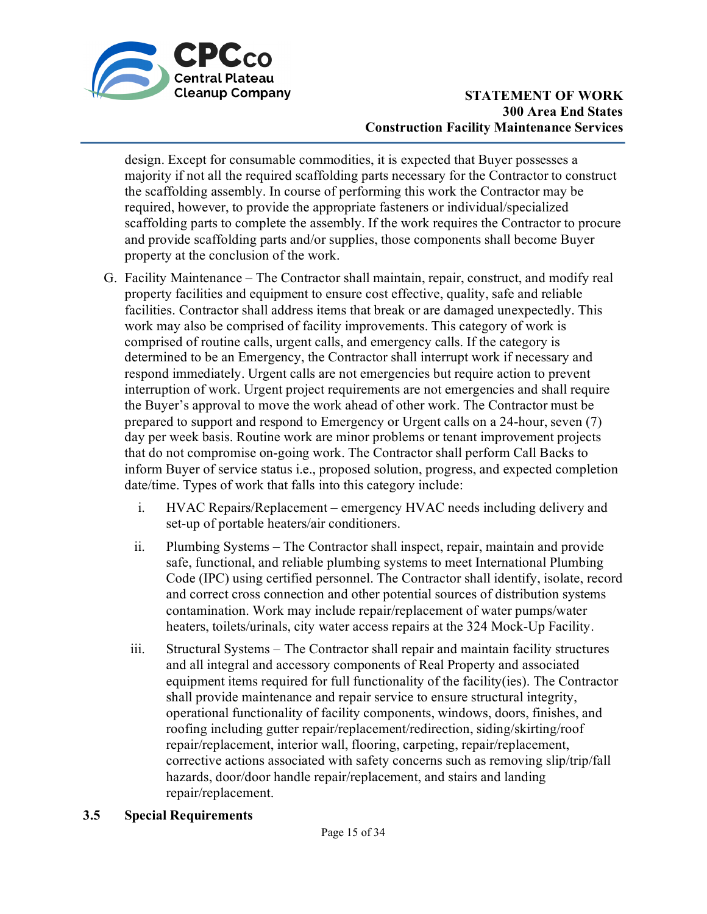design. Except for consumable commodities, it is expected that Buyer possesses a majority if not all the required scaffolding parts necessary for the Contractor to construct the scaffolding assembly. In course of performing this work the Contractor may be required, however, to provide the appropriate fasteners or individual/specialized scaffolding parts to complete the assembly. If the work requires the Contractor to procure and provide scaffolding parts and/or supplies, those components shall become Buyer property at the conclusion of the work.

G. Facility Maintenance – The Contractor shall maintain, repair, construct, and modify real property facilities and equipment to ensure cost effective, quality, safe and reliable facilities. Contractor shall address items that break or are damaged unexpectedly. This work may also be comprised of facility improvements. This category of work is comprised of routine calls, urgent calls, and emergency calls. If the category is determined to be an Emergency, the Contractor shall interrupt work if necessary and respond immediately. Urgent calls are not emergencies but require action to prevent interruption of work. Urgent project requirements are not emergencies and shall require the Buyer's approval to move the work ahead of other work. The Contractor must be prepared to support and respond to Emergency or Urgent calls on a 24-hour, seven (7) day per week basis. Routine work are minor problems or tenant improvement projects that do not compromise on-going work. The Contractor shall perform Call Backs to inform Buyer of service status i.e., proposed solution, progress, and expected completion date/time. Types of work that falls into this category include:

   i. HVAC Repairs/Replacement – emergency HVAC needs including delivery and set-up of portable heaters/air conditioners.

   ii. Plumbing Systems – The Contractor shall inspect, repair, maintain and provide safe, functional, and reliable plumbing systems to meet International Plumbing Code (IPC) using certified personnel. The Contractor shall identify, isolate, record and correct cross connection and other potential sources of distribution systems contamination. Work may include repair/replacement of water pumps/water heaters, toilets/urinals, city water access repairs at the 324 Mock-Up Facility.

   iii. Structural Systems – The Contractor shall repair and maintain facility structures and all integral and accessory components of Real Property and associated equipment items required for full functionality of the facility(ies). The Contractor shall provide maintenance and repair service to ensure structural integrity, operational functionality of facility components, windows, doors, finishes, and roofing including gutter repair/replacement/redirection, siding/skirting/roof repair/replacement, interior wall, flooring, carpeting, repair/replacement, corrective actions associated with safety concerns such as removing slip/trip/fall hazards, door/door handle repair/replacement, and stairs and landing repair/replacement.

## 3.5 Special Requirements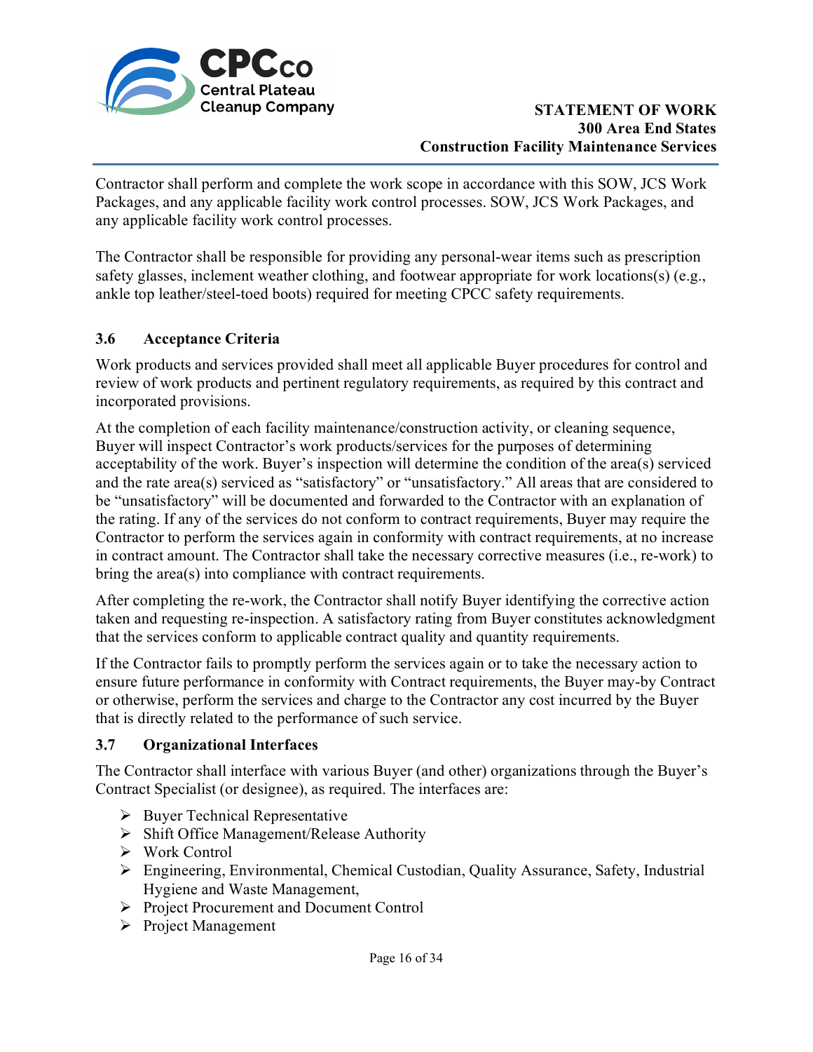Contractor shall perform and complete the work scope in accordance with this SOW, JCS Work Packages, and any applicable facility work control processes. SOW, JCS Work Packages, and any applicable facility work control processes.

The Contractor shall be responsible for providing any personal-wear items such as prescription safety glasses, inclement weather clothing, and footwear appropriate for work locations(s) (e.g., ankle top leather/steel-toed boots) required for meeting CPCC safety requirements.

### 3.6 Acceptance Criteria

Work products and services provided shall meet all applicable Buyer procedures for control and review of work products and pertinent regulatory requirements, as required by this contract and incorporated provisions.

At the completion of each facility maintenance/construction activity, or cleaning sequence, Buyer will inspect Contractor's work products/services for the purposes of determining acceptability of the work. Buyer's inspection will determine the condition of the area(s) serviced and the rate area(s) serviced as "satisfactory" or "unsatisfactory." All areas that are considered to be "unsatisfactory" will be documented and forwarded to the Contractor with an explanation of the rating. If any of the services do not conform to contract requirements, Buyer may require the Contractor to perform the services again in conformity with contract requirements, at no increase in contract amount. The Contractor shall take the necessary corrective measures (i.e., re-work) to bring the area(s) into compliance with contract requirements.

After completing the re-work, the Contractor shall notify Buyer identifying the corrective action taken and requesting re-inspection. A satisfactory rating from Buyer constitutes acknowledgment that the services conform to applicable contract quality and quantity requirements.

If the Contractor fails to promptly perform the services again or to take the necessary action to ensure future performance in conformity with Contract requirements, the Buyer may-by Contract or otherwise, perform the services and charge to the Contractor any cost incurred by the Buyer that is directly related to the performance of such service.

### 3.7 Organizational Interfaces

The Contractor shall interface with various Buyer (and other) organizations through the Buyer's Contract Specialist (or designee), as required. The interfaces are:

- Buyer Technical Representative
- Shift Office Management/Release Authority
- Work Control
- Engineering, Environmental, Chemical Custodian, Quality Assurance, Safety, Industrial Hygiene and Waste Management,
- Project Procurement and Document Control
- Project Management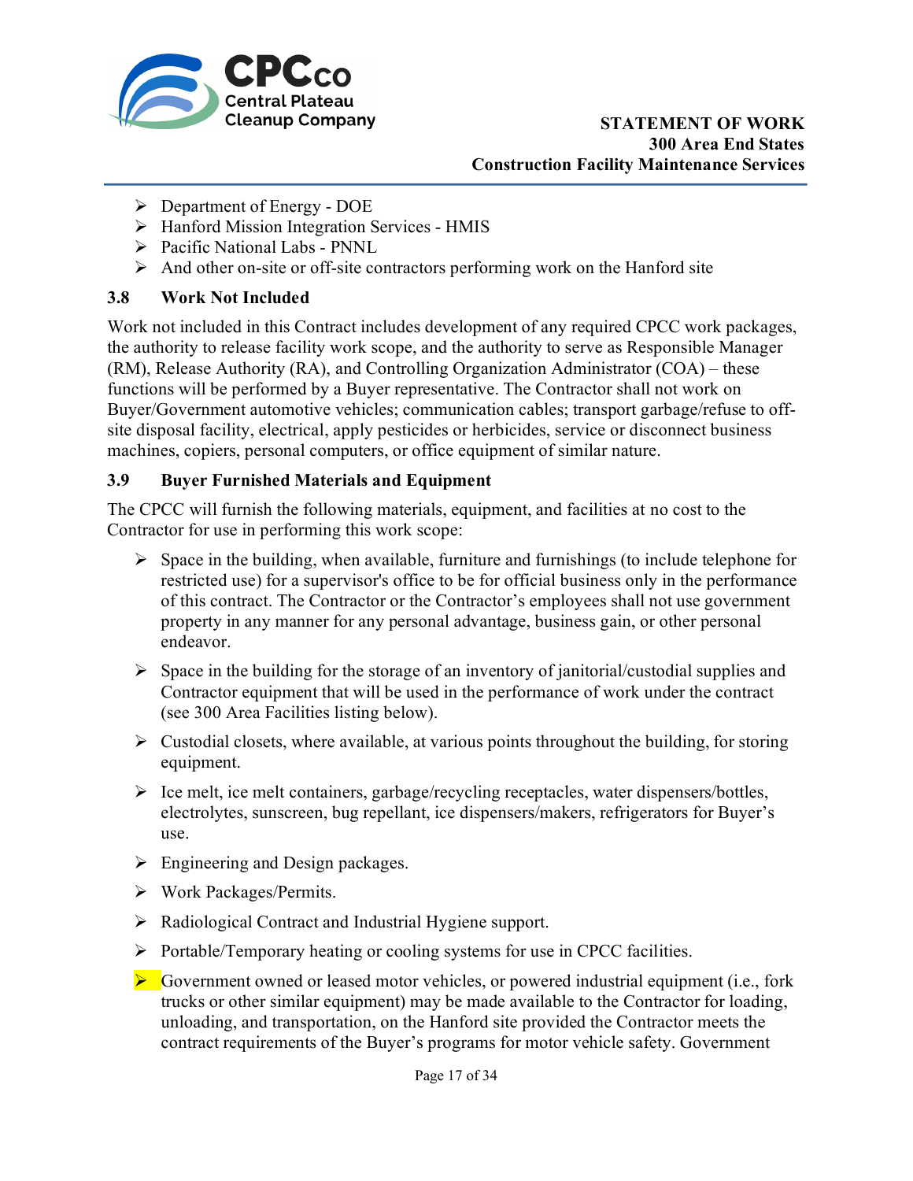- Department of Energy - DOE
- Hanford Mission Integration Services - HMIS
- Pacific National Labs - PNNL
- And other on-site or off-site contractors performing work on the Hanford site

### 3.8 Work Not Included

Work not included in this Contract includes development of any required CPCC work packages, the authority to release facility work scope, and the authority to serve as Responsible Manager (RM), Release Authority (RA), and Controlling Organization Administrator (COA) – these functions will be performed by a Buyer representative. The Contractor shall not work on Buyer/Government automotive vehicles; communication cables; transport garbage/refuse to off-site disposal facility, electrical, apply pesticides or herbicides, service or disconnect business machines, copiers, personal computers, or office equipment of similar nature.

### 3.9 Buyer Furnished Materials and Equipment

The CPCC will furnish the following materials, equipment, and facilities at no cost to the Contractor for use in performing this work scope:

- Space in the building, when available, furniture and furnishings (to include telephone for restricted use) for a supervisor's office to be for official business only in the performance of this contract. The Contractor or the Contractor's employees shall not use government property in any manner for any personal advantage, business gain, or other personal endeavor.

- Space in the building for the storage of an inventory of janitorial/custodial supplies and Contractor equipment that will be used in the performance of work under the contract (see 300 Area Facilities listing below).

- Custodial closets, where available, at various points throughout the building, for storing equipment.

- Ice melt, ice melt containers, garbage/recycling receptacles, water dispensers/bottles, electrolytes, sunscreen, bug repellant, ice dispensers/makers, refrigerators for Buyer's use.

- Engineering and Design packages.

- Work Packages/Permits.

- Radiological Contract and Industrial Hygiene support.

- Portable/Temporary heating or cooling systems for use in CPCC facilities.

- Government owned or leased motor vehicles, or powered industrial equipment (i.e., fork trucks or other similar equipment) may be made available to the Contractor for loading, unloading, and transportation, on the Hanford site provided the Contractor meets the contract requirements of the Buyer's programs for motor vehicle safety. Government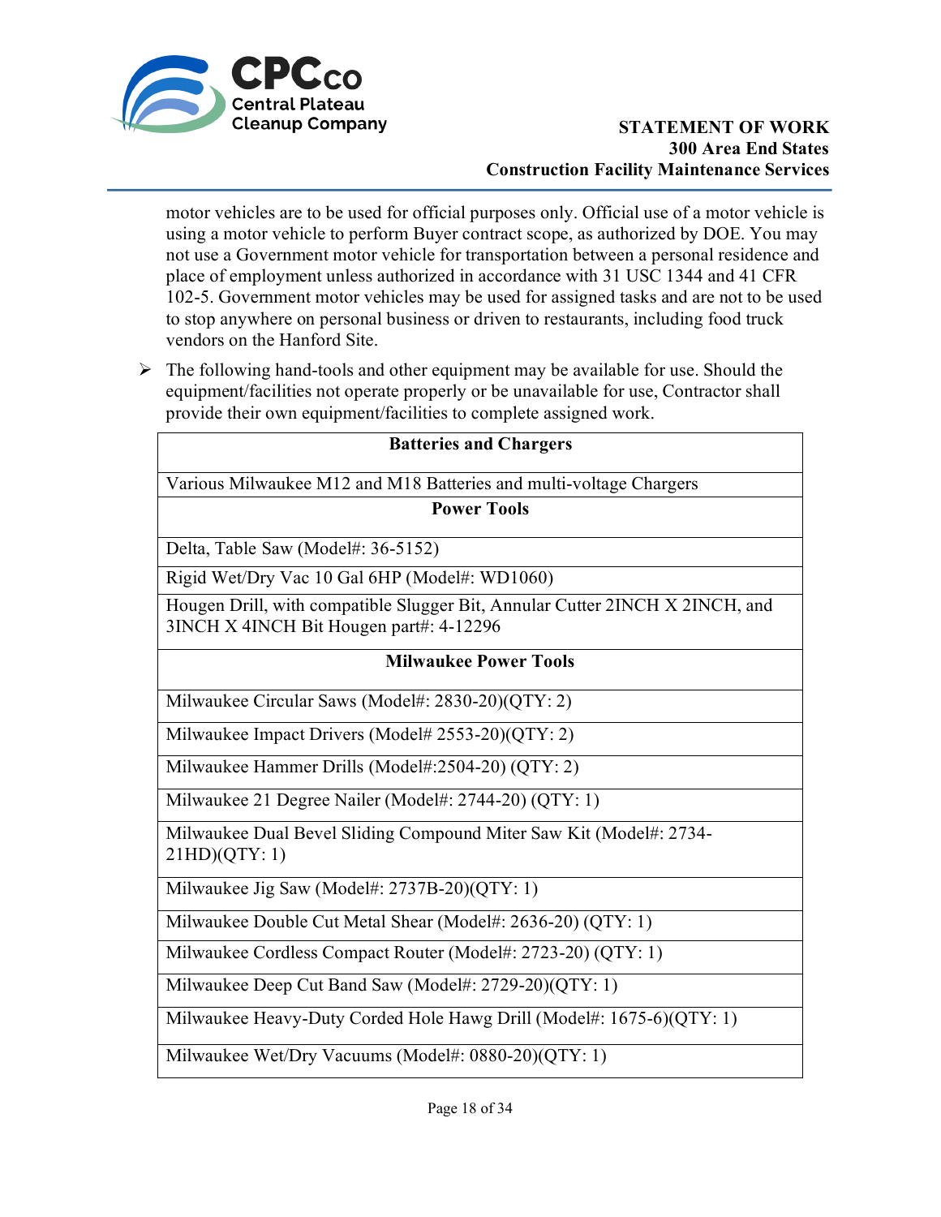motor vehicles are to be used for official purposes only. Official use of a motor vehicle is using a motor vehicle to perform Buyer contract scope, as authorized by DOE. You may not use a Government motor vehicle for transportation between a personal residence and place of employment unless authorized in accordance with 31 USC 1344 and 41 CFR 102-5. Government motor vehicles may be used for assigned tasks and are not to be used to stop anywhere on personal business or driven to restaurants, including food truck vendors on the Hanford Site.

- The following hand-tools and other equipment may be available for use. Should the equipment/facilities not operate properly or be unavailable for use, Contractor shall provide their own equipment/facilities to complete assigned work.

| **Batteries and Chargers** |
|---|
| Various Milwaukee M12 and M18 Batteries and multi-voltage Chargers |
| **Power Tools** |
| Delta, Table Saw (Model#: 36-5152) |
| Rigid Wet/Dry Vac 10 Gal 6HP (Model#: WD1060) |
| Hougen Drill, with compatible Slugger Bit, Annular Cutter 2INCH X 2INCH, and 3INCH X 4INCH Bit Hougen part#: 4-12296 |
| **Milwaukee Power Tools** |
| Milwaukee Circular Saws (Model#: 2830-20)(QTY: 2) |
| Milwaukee Impact Drivers (Model# 2553-20)(QTY: 2) |
| Milwaukee Hammer Drills (Model#:2504-20) (QTY: 2) |
| Milwaukee 21 Degree Nailer (Model#: 2744-20) (QTY: 1) |
| Milwaukee Dual Bevel Sliding Compound Miter Saw Kit (Model#: 2734-21HD)(QTY: 1) |
| Milwaukee Jig Saw (Model#: 2737B-20)(QTY: 1) |
| Milwaukee Double Cut Metal Shear (Model#: 2636-20) (QTY: 1) |
| Milwaukee Cordless Compact Router (Model#: 2723-20) (QTY: 1) |
| Milwaukee Deep Cut Band Saw (Model#: 2729-20)(QTY: 1) |
| Milwaukee Heavy-Duty Corded Hole Hawg Drill (Model#: 1675-6)(QTY: 1) |
| Milwaukee Wet/Dry Vacuums (Model#: 0880-20)(QTY: 1) |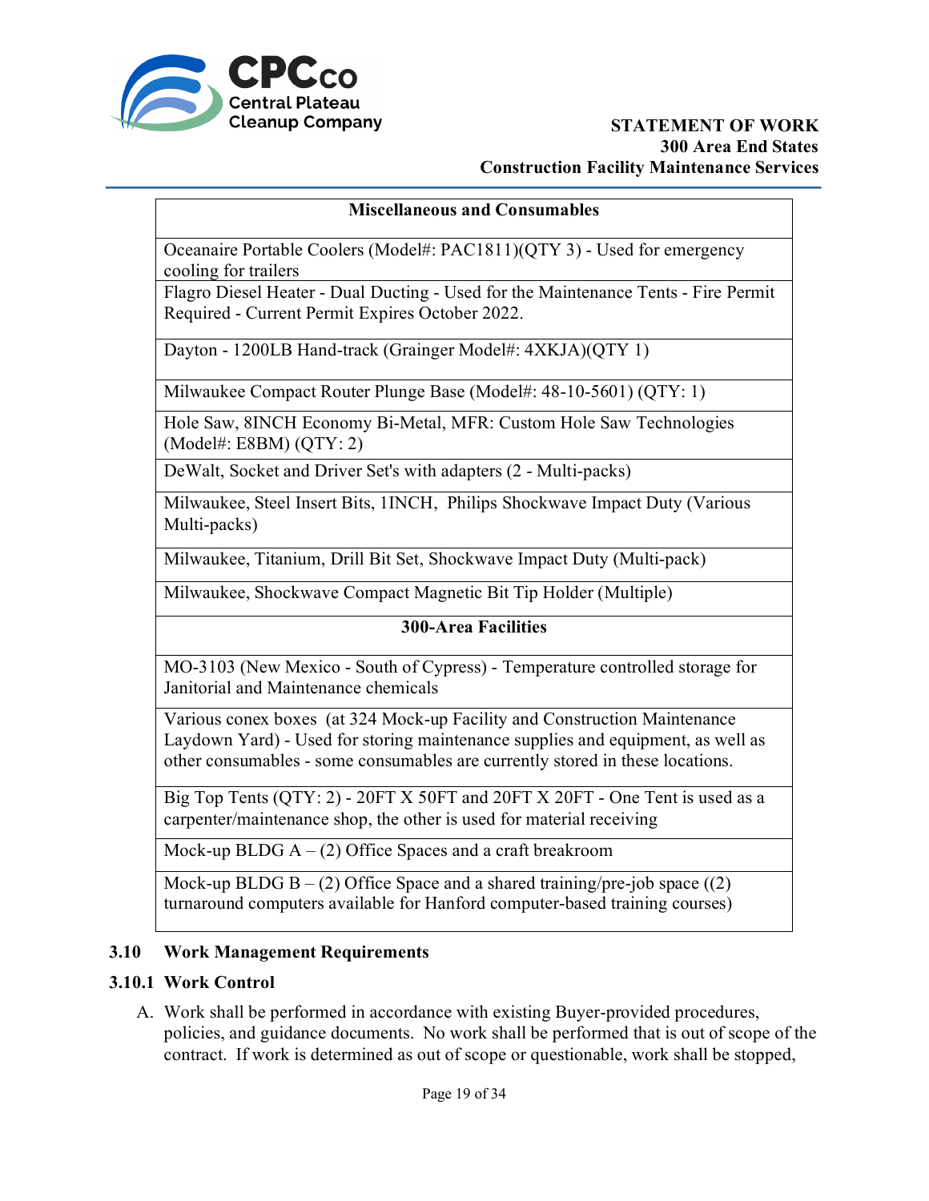| Miscellaneous and Consumables |
|---|
| Oceanaire Portable Coolers (Model#: PAC1811)(QTY 3) - Used for emergency cooling for trailers |
| Flagro Diesel Heater - Dual Ducting - Used for the Maintenance Tents - Fire Permit Required - Current Permit Expires October 2022. |
| Dayton - 1200LB Hand-track (Grainger Model#: 4XKJA)(QTY 1) |
| Milwaukee Compact Router Plunge Base (Model#: 48-10-5601) (QTY: 1) |
| Hole Saw, 8INCH Economy Bi-Metal, MFR: Custom Hole Saw Technologies (Model#: E8BM) (QTY: 2) |
| DeWalt, Socket and Driver Set's with adapters (2 - Multi-packs) |
| Milwaukee, Steel Insert Bits, 1INCH, Philips Shockwave Impact Duty (Various Multi-packs) |
| Milwaukee, Titanium, Drill Bit Set, Shockwave Impact Duty (Multi-pack) |
| Milwaukee, Shockwave Compact Magnetic Bit Tip Holder (Multiple) |
| **300-Area Facilities** |
| MO-3103 (New Mexico - South of Cypress) - Temperature controlled storage for Janitorial and Maintenance chemicals |
| Various conex boxes (at 324 Mock-up Facility and Construction Maintenance Laydown Yard) - Used for storing maintenance supplies and equipment, as well as other consumables - some consumables are currently stored in these locations. |
| Big Top Tents (QTY: 2) - 20FT X 50FT and 20FT X 20FT - One Tent is used as a carpenter/maintenance shop, the other is used for material receiving |
| Mock-up BLDG A – (2) Office Spaces and a craft breakroom |
| Mock-up BLDG B – (2) Office Space and a shared training/pre-job space ((2) turnaround computers available for Hanford computer-based training courses) |

## 3.10 Work Management Requirements

### 3.10.1 Work Control

A. Work shall be performed in accordance with existing Buyer-provided procedures, policies, and guidance documents. No work shall be performed that is out of scope of the contract. If work is determined as out of scope or questionable, work shall be stopped,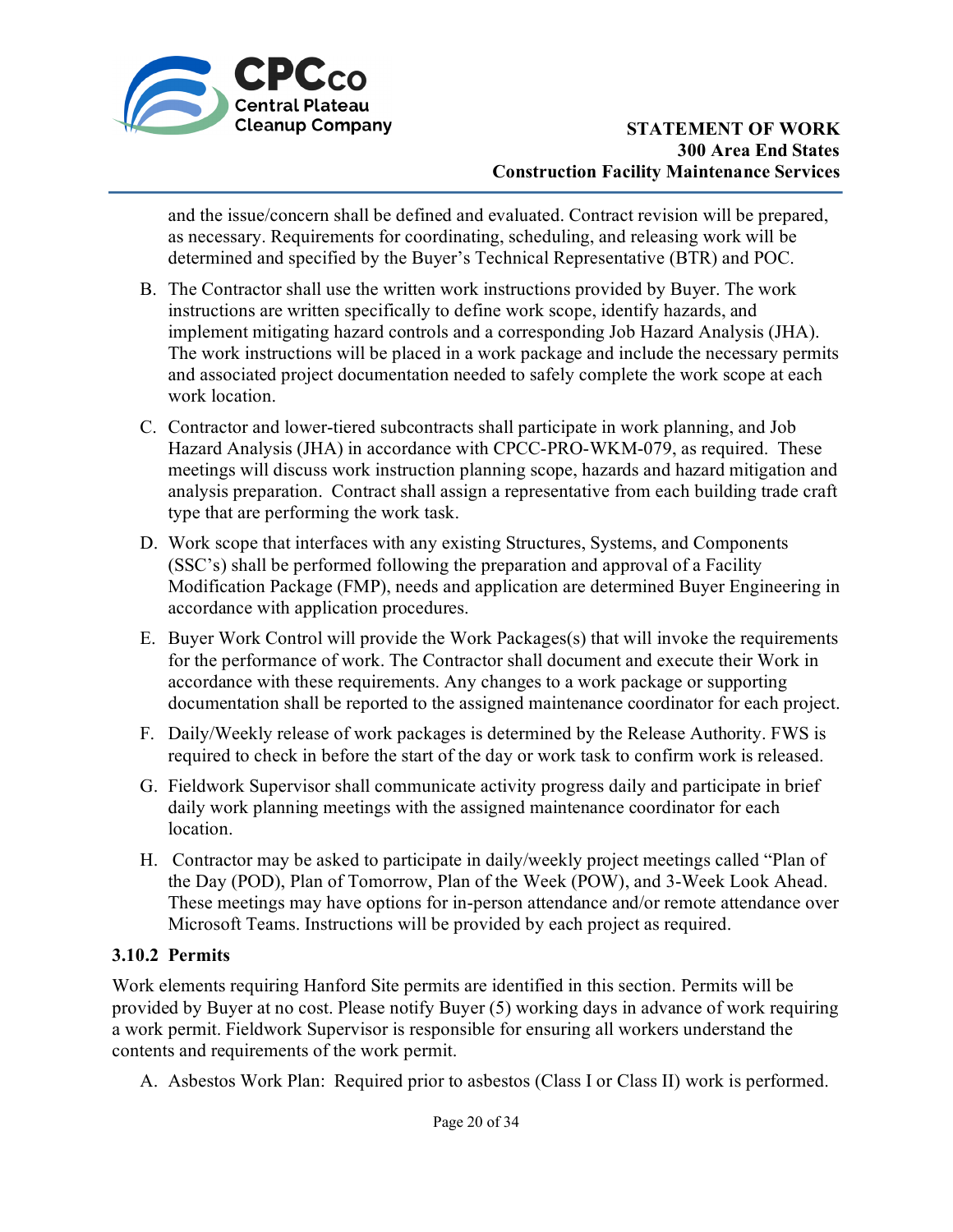and the issue/concern shall be defined and evaluated. Contract revision will be prepared, as necessary. Requirements for coordinating, scheduling, and releasing work will be determined and specified by the Buyer's Technical Representative (BTR) and POC.

B. The Contractor shall use the written work instructions provided by Buyer. The work instructions are written specifically to define work scope, identify hazards, and implement mitigating hazard controls and a corresponding Job Hazard Analysis (JHA). The work instructions will be placed in a work package and include the necessary permits and associated project documentation needed to safely complete the work scope at each work location.

C. Contractor and lower-tiered subcontracts shall participate in work planning, and Job Hazard Analysis (JHA) in accordance with CPCC-PRO-WKM-079, as required. These meetings will discuss work instruction planning scope, hazards and hazard mitigation and analysis preparation. Contract shall assign a representative from each building trade craft type that are performing the work task.

D. Work scope that interfaces with any existing Structures, Systems, and Components (SSC's) shall be performed following the preparation and approval of a Facility Modification Package (FMP), needs and application are determined Buyer Engineering in accordance with application procedures.

E. Buyer Work Control will provide the Work Packages(s) that will invoke the requirements for the performance of work. The Contractor shall document and execute their Work in accordance with these requirements. Any changes to a work package or supporting documentation shall be reported to the assigned maintenance coordinator for each project.

F. Daily/Weekly release of work packages is determined by the Release Authority. FWS is required to check in before the start of the day or work task to confirm work is released.

G. Fieldwork Supervisor shall communicate activity progress daily and participate in brief daily work planning meetings with the assigned maintenance coordinator for each location.

H. Contractor may be asked to participate in daily/weekly project meetings called "Plan of the Day (POD), Plan of Tomorrow, Plan of the Week (POW), and 3-Week Look Ahead. These meetings may have options for in-person attendance and/or remote attendance over Microsoft Teams. Instructions will be provided by each project as required.

### 3.10.2 Permits

Work elements requiring Hanford Site permits are identified in this section. Permits will be provided by Buyer at no cost. Please notify Buyer (5) working days in advance of work requiring a work permit. Fieldwork Supervisor is responsible for ensuring all workers understand the contents and requirements of the work permit.

A. Asbestos Work Plan: Required prior to asbestos (Class I or Class II) work is performed.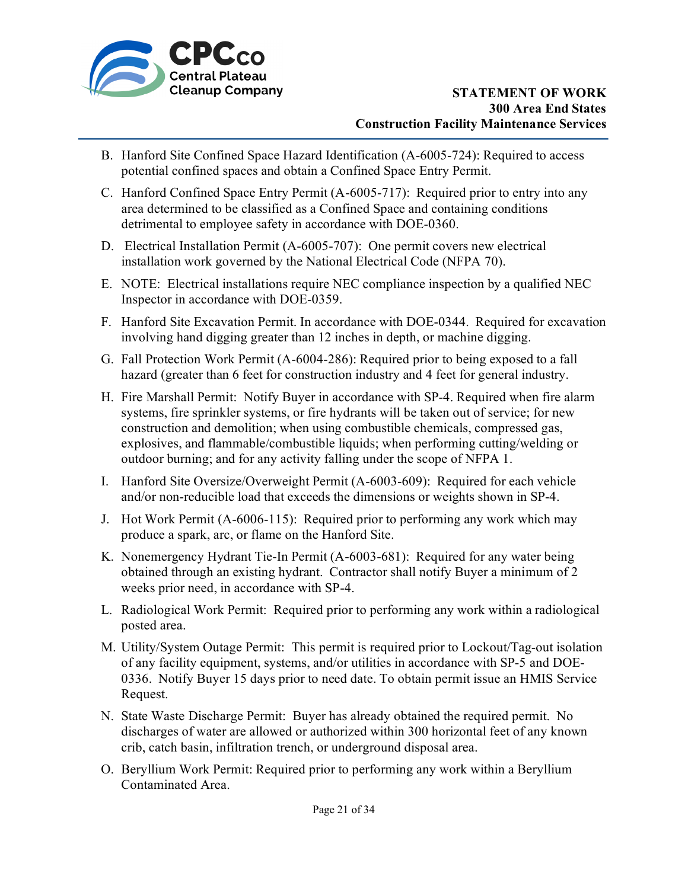B. Hanford Site Confined Space Hazard Identification (A-6005-724): Required to access potential confined spaces and obtain a Confined Space Entry Permit.

C. Hanford Confined Space Entry Permit (A-6005-717): Required prior to entry into any area determined to be classified as a Confined Space and containing conditions detrimental to employee safety in accordance with DOE-0360.

D. Electrical Installation Permit (A-6005-707): One permit covers new electrical installation work governed by the National Electrical Code (NFPA 70).

E. NOTE: Electrical installations require NEC compliance inspection by a qualified NEC Inspector in accordance with DOE-0359.

F. Hanford Site Excavation Permit. In accordance with DOE-0344. Required for excavation involving hand digging greater than 12 inches in depth, or machine digging.

G. Fall Protection Work Permit (A-6004-286): Required prior to being exposed to a fall hazard (greater than 6 feet for construction industry and 4 feet for general industry.

H. Fire Marshall Permit: Notify Buyer in accordance with SP-4. Required when fire alarm systems, fire sprinkler systems, or fire hydrants will be taken out of service; for new construction and demolition; when using combustible chemicals, compressed gas, explosives, and flammable/combustible liquids; when performing cutting/welding or outdoor burning; and for any activity falling under the scope of NFPA 1.

I. Hanford Site Oversize/Overweight Permit (A-6003-609): Required for each vehicle and/or non-reducible load that exceeds the dimensions or weights shown in SP-4.

J. Hot Work Permit (A-6006-115): Required prior to performing any work which may produce a spark, arc, or flame on the Hanford Site.

K. Nonemergency Hydrant Tie-In Permit (A-6003-681): Required for any water being obtained through an existing hydrant. Contractor shall notify Buyer a minimum of 2 weeks prior need, in accordance with SP-4.

L. Radiological Work Permit: Required prior to performing any work within a radiological posted area.

M. Utility/System Outage Permit: This permit is required prior to Lockout/Tag-out isolation of any facility equipment, systems, and/or utilities in accordance with SP-5 and DOE-0336. Notify Buyer 15 days prior to need date. To obtain permit issue an HMIS Service Request.

N. State Waste Discharge Permit: Buyer has already obtained the required permit. No discharges of water are allowed or authorized within 300 horizontal feet of any known crib, catch basin, infiltration trench, or underground disposal area.

O. Beryllium Work Permit: Required prior to performing any work within a Beryllium Contaminated Area.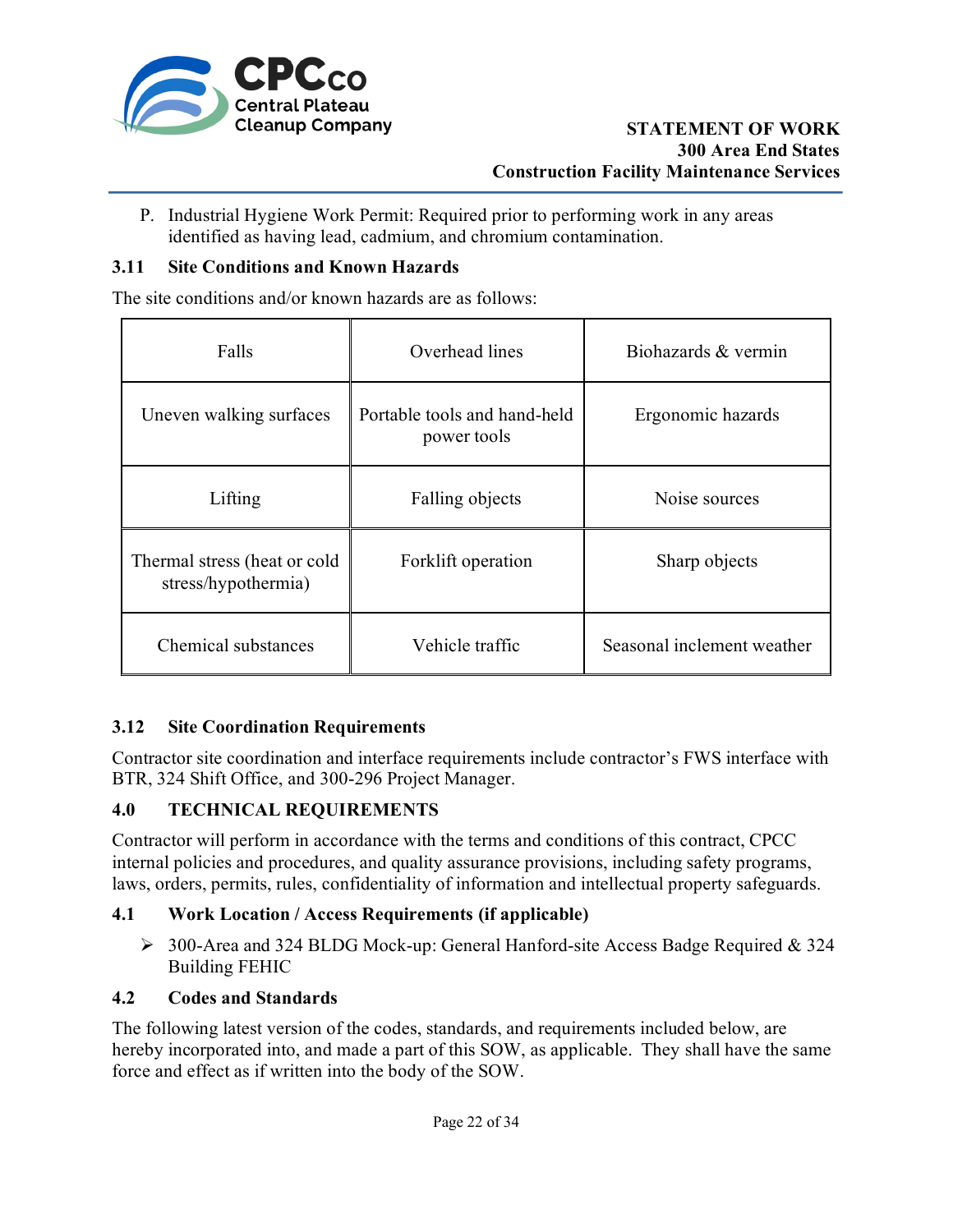P. Industrial Hygiene Work Permit: Required prior to performing work in any areas identified as having lead, cadmium, and chromium contamination.

### 3.11 Site Conditions and Known Hazards

The site conditions and/or known hazards are as follows:

| | | |
|---|---|---|
| Falls | Overhead lines | Biohazards & vermin |
| Uneven walking surfaces | Portable tools and hand-held power tools | Ergonomic hazards |
| Lifting | Falling objects | Noise sources |
| Thermal stress (heat or cold stress/hypothermia) | Forklift operation | Sharp objects |
| Chemical substances | Vehicle traffic | Seasonal inclement weather |

### 3.12 Site Coordination Requirements

Contractor site coordination and interface requirements include contractor's FWS interface with BTR, 324 Shift Office, and 300-296 Project Manager.

## 4.0 TECHNICAL REQUIREMENTS

Contractor will perform in accordance with the terms and conditions of this contract, CPCC internal policies and procedures, and quality assurance provisions, including safety programs, laws, orders, permits, rules, confidentiality of information and intellectual property safeguards.

### 4.1 Work Location / Access Requirements (if applicable)

- 300-Area and 324 BLDG Mock-up: General Hanford-site Access Badge Required & 324 Building FEHIC

### 4.2 Codes and Standards

The following latest version of the codes, standards, and requirements included below, are hereby incorporated into, and made a part of this SOW, as applicable. They shall have the same force and effect as if written into the body of the SOW.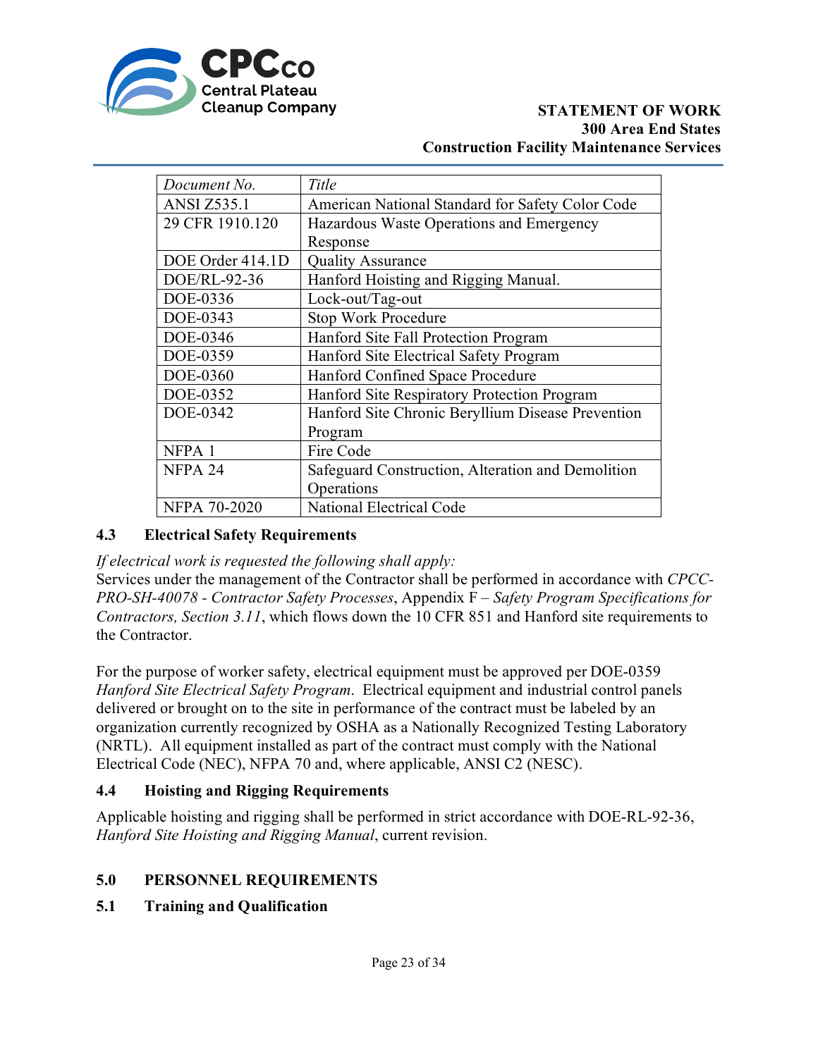| *Document No.* | *Title* |
|---|---|
| ANSI Z535.1 | American National Standard for Safety Color Code |
| 29 CFR 1910.120 | Hazardous Waste Operations and Emergency Response |
| DOE Order 414.1D | Quality Assurance |
| DOE/RL-92-36 | Hanford Hoisting and Rigging Manual. |
| DOE-0336 | Lock-out/Tag-out |
| DOE-0343 | Stop Work Procedure |
| DOE-0346 | Hanford Site Fall Protection Program |
| DOE-0359 | Hanford Site Electrical Safety Program |
| DOE-0360 | Hanford Confined Space Procedure |
| DOE-0352 | Hanford Site Respiratory Protection Program |
| DOE-0342 | Hanford Site Chronic Beryllium Disease Prevention Program |
| NFPA 1 | Fire Code |
| NFPA 24 | Safeguard Construction, Alteration and Demolition Operations |
| NFPA 70-2020 | National Electrical Code |

### 4.3 Electrical Safety Requirements

*If electrical work is requested the following shall apply:*
Services under the management of the Contractor shall be performed in accordance with *CPCC-PRO-SH-40078 - Contractor Safety Processes*, Appendix F – *Safety Program Specifications for Contractors, Section 3.11*, which flows down the 10 CFR 851 and Hanford site requirements to the Contractor.

For the purpose of worker safety, electrical equipment must be approved per DOE-0359 *Hanford Site Electrical Safety Program*. Electrical equipment and industrial control panels delivered or brought on to the site in performance of the contract must be labeled by an organization currently recognized by OSHA as a Nationally Recognized Testing Laboratory (NRTL). All equipment installed as part of the contract must comply with the National Electrical Code (NEC), NFPA 70 and, where applicable, ANSI C2 (NESC).

### 4.4 Hoisting and Rigging Requirements

Applicable hoisting and rigging shall be performed in strict accordance with DOE-RL-92-36, *Hanford Site Hoisting and Rigging Manual*, current revision.

## 5.0 PERSONNEL REQUIREMENTS

### 5.1 Training and Qualification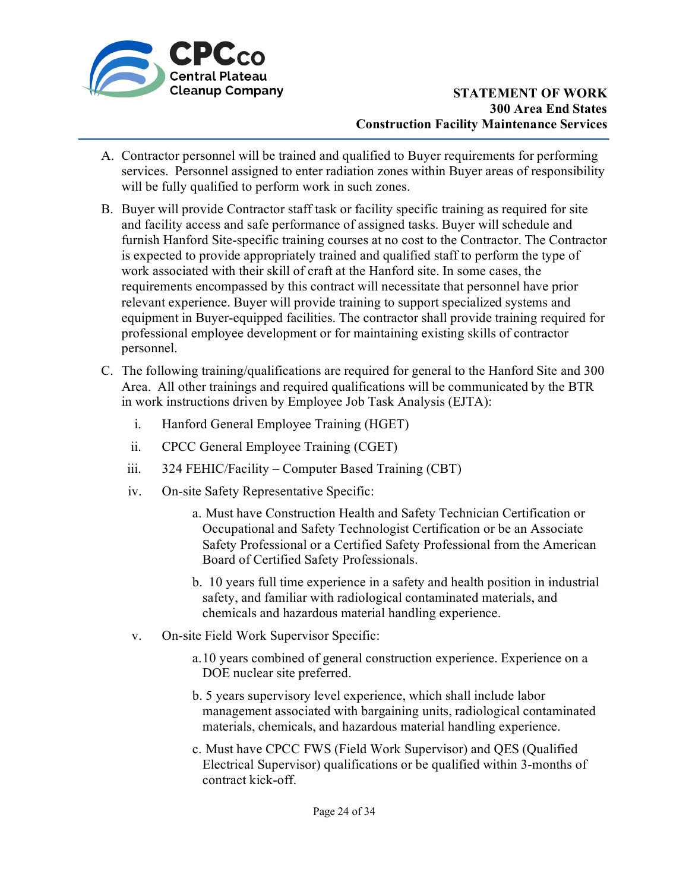A. Contractor personnel will be trained and qualified to Buyer requirements for performing services. Personnel assigned to enter radiation zones within Buyer areas of responsibility will be fully qualified to perform work in such zones.

B. Buyer will provide Contractor staff task or facility specific training as required for site and facility access and safe performance of assigned tasks. Buyer will schedule and furnish Hanford Site-specific training courses at no cost to the Contractor. The Contractor is expected to provide appropriately trained and qualified staff to perform the type of work associated with their skill of craft at the Hanford site. In some cases, the requirements encompassed by this contract will necessitate that personnel have prior relevant experience. Buyer will provide training to support specialized systems and equipment in Buyer-equipped facilities. The contractor shall provide training required for professional employee development or for maintaining existing skills of contractor personnel.

C. The following training/qualifications are required for general to the Hanford Site and 300 Area. All other trainings and required qualifications will be communicated by the BTR in work instructions driven by Employee Job Task Analysis (EJTA):

   i. Hanford General Employee Training (HGET)

   ii. CPCC General Employee Training (CGET)

   iii. 324 FEHIC/Facility – Computer Based Training (CBT)

   iv. On-site Safety Representative Specific:

      a. Must have Construction Health and Safety Technician Certification or Occupational and Safety Technologist Certification or be an Associate Safety Professional or a Certified Safety Professional from the American Board of Certified Safety Professionals.

      b. 10 years full time experience in a safety and health position in industrial safety, and familiar with radiological contaminated materials, and chemicals and hazardous material handling experience.

   v. On-site Field Work Supervisor Specific:

      a. 10 years combined of general construction experience. Experience on a DOE nuclear site preferred.

      b. 5 years supervisory level experience, which shall include labor management associated with bargaining units, radiological contaminated materials, chemicals, and hazardous material handling experience.

      c. Must have CPCC FWS (Field Work Supervisor) and QES (Qualified Electrical Supervisor) qualifications or be qualified within 3-months of contract kick-off.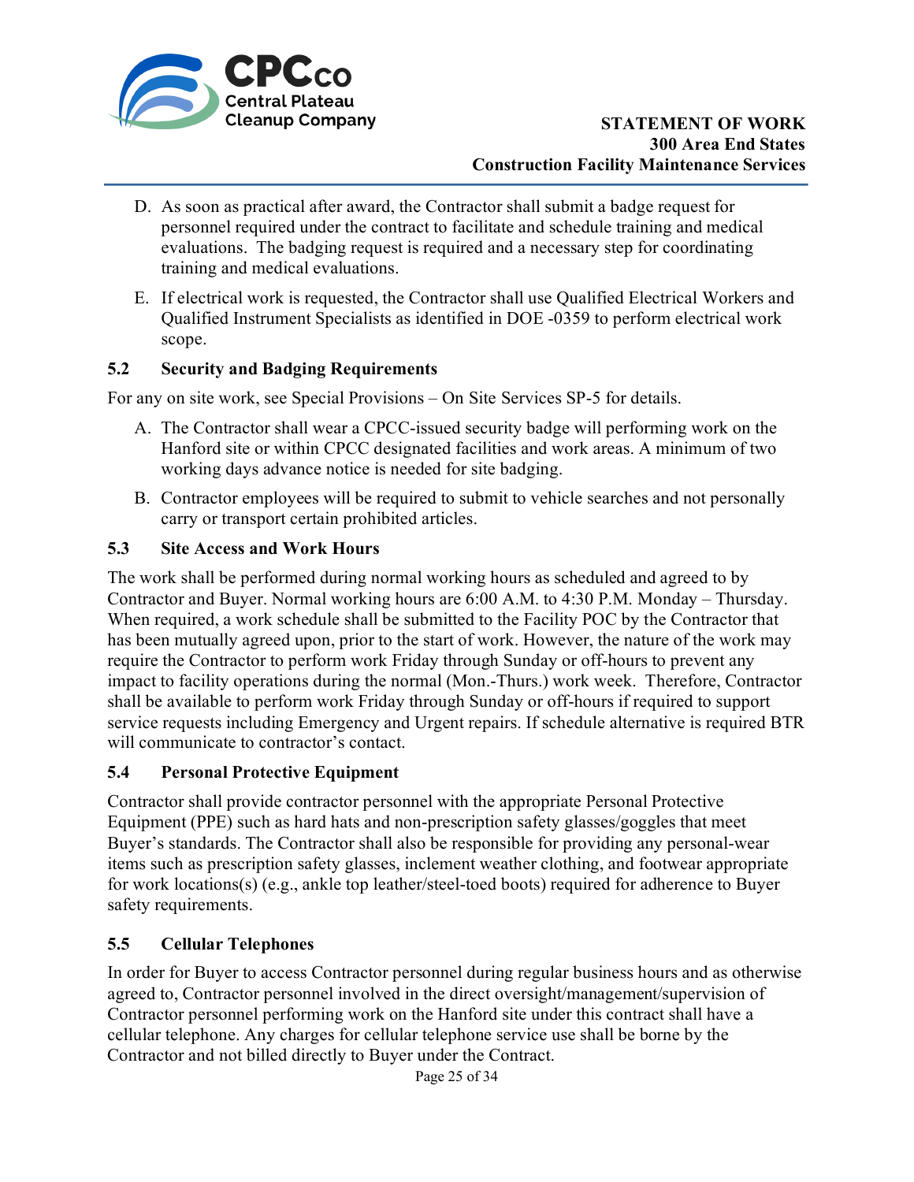D. As soon as practical after award, the Contractor shall submit a badge request for personnel required under the contract to facilitate and schedule training and medical evaluations. The badging request is required and a necessary step for coordinating training and medical evaluations.

E. If electrical work is requested, the Contractor shall use Qualified Electrical Workers and Qualified Instrument Specialists as identified in DOE -0359 to perform electrical work scope.

### 5.2 Security and Badging Requirements

For any on site work, see Special Provisions – On Site Services SP-5 for details.

A. The Contractor shall wear a CPCC-issued security badge will performing work on the Hanford site or within CPCC designated facilities and work areas. A minimum of two working days advance notice is needed for site badging.

B. Contractor employees will be required to submit to vehicle searches and not personally carry or transport certain prohibited articles.

### 5.3 Site Access and Work Hours

The work shall be performed during normal working hours as scheduled and agreed to by Contractor and Buyer. Normal working hours are 6:00 A.M. to 4:30 P.M. Monday – Thursday. When required, a work schedule shall be submitted to the Facility POC by the Contractor that has been mutually agreed upon, prior to the start of work. However, the nature of the work may require the Contractor to perform work Friday through Sunday or off-hours to prevent any impact to facility operations during the normal (Mon.-Thurs.) work week. Therefore, Contractor shall be available to perform work Friday through Sunday or off-hours if required to support service requests including Emergency and Urgent repairs. If schedule alternative is required BTR will communicate to contractor's contact.

### 5.4 Personal Protective Equipment

Contractor shall provide contractor personnel with the appropriate Personal Protective Equipment (PPE) such as hard hats and non-prescription safety glasses/goggles that meet Buyer's standards. The Contractor shall also be responsible for providing any personal-wear items such as prescription safety glasses, inclement weather clothing, and footwear appropriate for work locations(s) (e.g., ankle top leather/steel-toed boots) required for adherence to Buyer safety requirements.

### 5.5 Cellular Telephones

In order for Buyer to access Contractor personnel during regular business hours and as otherwise agreed to, Contractor personnel involved in the direct oversight/management/supervision of Contractor personnel performing work on the Hanford site under this contract shall have a cellular telephone. Any charges for cellular telephone service use shall be borne by the Contractor and not billed directly to Buyer under the Contract.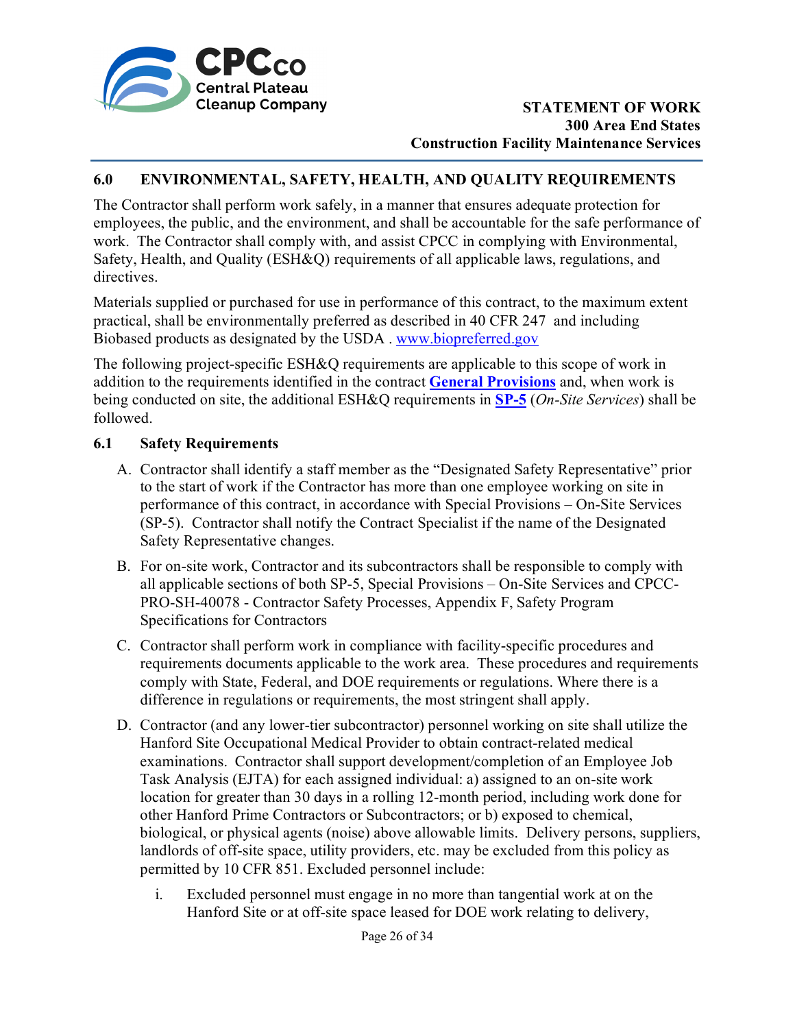## 6.0 ENVIRONMENTAL, SAFETY, HEALTH, AND QUALITY REQUIREMENTS

The Contractor shall perform work safely, in a manner that ensures adequate protection for employees, the public, and the environment, and shall be accountable for the safe performance of work. The Contractor shall comply with, and assist CPCC in complying with Environmental, Safety, Health, and Quality (ESH&Q) requirements of all applicable laws, regulations, and directives.

Materials supplied or purchased for use in performance of this contract, to the maximum extent practical, shall be environmentally preferred as described in 40 CFR 247 and including Biobased products as designated by the USDA . [www.biopreferred.gov](www.biopreferred.gov)

The following project-specific ESH&Q requirements are applicable to this scope of work in addition to the requirements identified in the contract **General Provisions** and, when work is being conducted on site, the additional ESH&Q requirements in **SP-5** (*On-Site Services*) shall be followed.

### 6.1 Safety Requirements

A. Contractor shall identify a staff member as the "Designated Safety Representative" prior to the start of work if the Contractor has more than one employee working on site in performance of this contract, in accordance with Special Provisions – On-Site Services (SP-5). Contractor shall notify the Contract Specialist if the name of the Designated Safety Representative changes.

B. For on-site work, Contractor and its subcontractors shall be responsible to comply with all applicable sections of both SP-5, Special Provisions – On-Site Services and CPCC-PRO-SH-40078 - Contractor Safety Processes, Appendix F, Safety Program Specifications for Contractors

C. Contractor shall perform work in compliance with facility-specific procedures and requirements documents applicable to the work area. These procedures and requirements comply with State, Federal, and DOE requirements or regulations. Where there is a difference in regulations or requirements, the most stringent shall apply.

D. Contractor (and any lower-tier subcontractor) personnel working on site shall utilize the Hanford Site Occupational Medical Provider to obtain contract-related medical examinations. Contractor shall support development/completion of an Employee Job Task Analysis (EJTA) for each assigned individual: a) assigned to an on-site work location for greater than 30 days in a rolling 12-month period, including work done for other Hanford Prime Contractors or Subcontractors; or b) exposed to chemical, biological, or physical agents (noise) above allowable limits. Delivery persons, suppliers, landlords of off-site space, utility providers, etc. may be excluded from this policy as permitted by 10 CFR 851. Excluded personnel include:

   i. Excluded personnel must engage in no more than tangential work at on the Hanford Site or at off-site space leased for DOE work relating to delivery,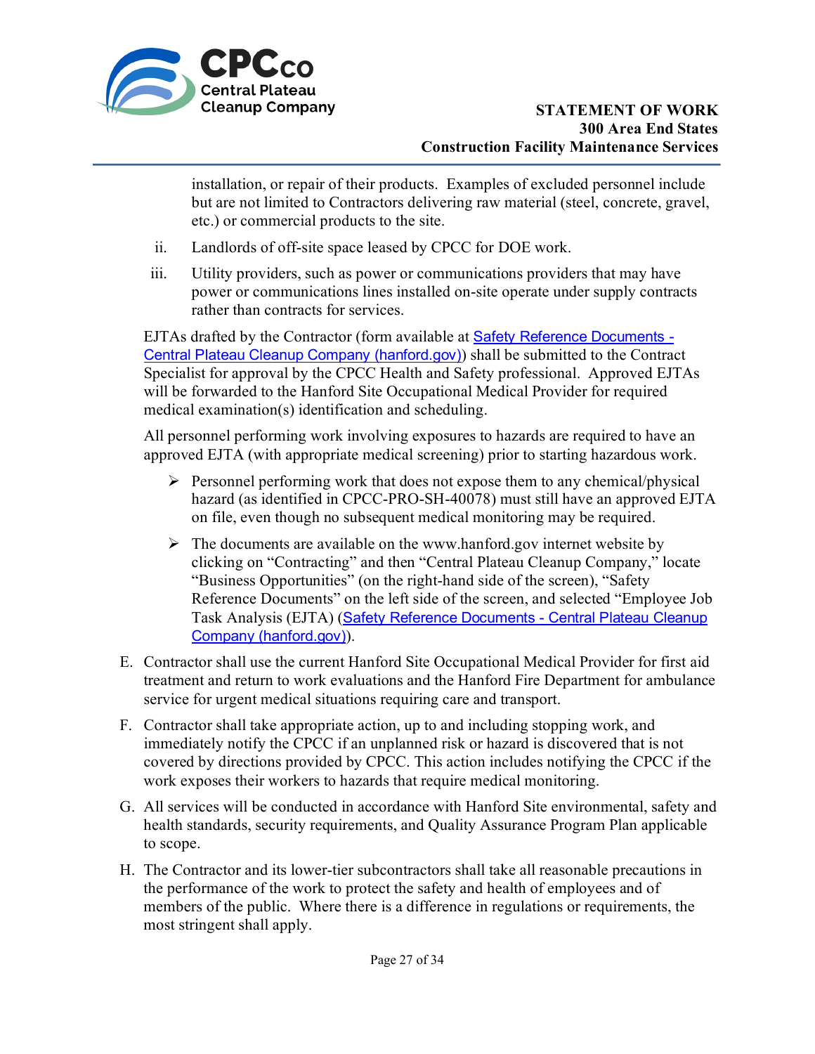installation, or repair of their products. Examples of excluded personnel include but are not limited to Contractors delivering raw material (steel, concrete, gravel, etc.) or commercial products to the site.

ii. Landlords of off-site space leased by CPCC for DOE work.

iii. Utility providers, such as power or communications providers that may have power or communications lines installed on-site operate under supply contracts rather than contracts for services.

EJTAs drafted by the Contractor (form available at [Safety Reference Documents - Central Plateau Cleanup Company (hanford.gov)]) shall be submitted to the Contract Specialist for approval by the CPCC Health and Safety professional. Approved EJTAs will be forwarded to the Hanford Site Occupational Medical Provider for required medical examination(s) identification and scheduling.

All personnel performing work involving exposures to hazards are required to have an approved EJTA (with appropriate medical screening) prior to starting hazardous work.

- Personnel performing work that does not expose them to any chemical/physical hazard (as identified in CPCC-PRO-SH-40078) must still have an approved EJTA on file, even though no subsequent medical monitoring may be required.
- The documents are available on the www.hanford.gov internet website by clicking on "Contracting" and then "Central Plateau Cleanup Company," locate "Business Opportunities" (on the right-hand side of the screen), "Safety Reference Documents" on the left side of the screen, and selected "Employee Job Task Analysis (EJTA) ([Safety Reference Documents - Central Plateau Cleanup Company (hanford.gov)])."

E. Contractor shall use the current Hanford Site Occupational Medical Provider for first aid treatment and return to work evaluations and the Hanford Fire Department for ambulance service for urgent medical situations requiring care and transport.

F. Contractor shall take appropriate action, up to and including stopping work, and immediately notify the CPCC if an unplanned risk or hazard is discovered that is not covered by directions provided by CPCC. This action includes notifying the CPCC if the work exposes their workers to hazards that require medical monitoring.

G. All services will be conducted in accordance with Hanford Site environmental, safety and health standards, security requirements, and Quality Assurance Program Plan applicable to scope.

H. The Contractor and its lower-tier subcontractors shall take all reasonable precautions in the performance of the work to protect the safety and health of employees and of members of the public. Where there is a difference in regulations or requirements, the most stringent shall apply.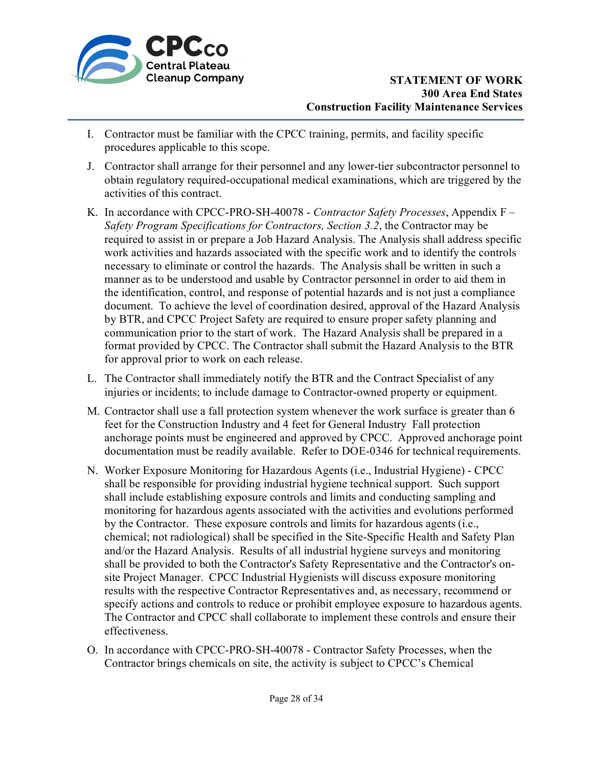I. Contractor must be familiar with the CPCC training, permits, and facility specific procedures applicable to this scope.

J. Contractor shall arrange for their personnel and any lower-tier subcontractor personnel to obtain regulatory required-occupational medical examinations, which are triggered by the activities of this contract.

K. In accordance with CPCC-PRO-SH-40078 - *Contractor Safety Processes*, Appendix F – *Safety Program Specifications for Contractors, Section 3.2*, the Contractor may be required to assist in or prepare a Job Hazard Analysis. The Analysis shall address specific work activities and hazards associated with the specific work and to identify the controls necessary to eliminate or control the hazards. The Analysis shall be written in such a manner as to be understood and usable by Contractor personnel in order to aid them in the identification, control, and response of potential hazards and is not just a compliance document. To achieve the level of coordination desired, approval of the Hazard Analysis by BTR, and CPCC Project Safety are required to ensure proper safety planning and communication prior to the start of work. The Hazard Analysis shall be prepared in a format provided by CPCC. The Contractor shall submit the Hazard Analysis to the BTR for approval prior to work on each release.

L. The Contractor shall immediately notify the BTR and the Contract Specialist of any injuries or incidents; to include damage to Contractor-owned property or equipment.

M. Contractor shall use a fall protection system whenever the work surface is greater than 6 feet for the Construction Industry and 4 feet for General Industry Fall protection anchorage points must be engineered and approved by CPCC. Approved anchorage point documentation must be readily available. Refer to DOE-0346 for technical requirements.

N. Worker Exposure Monitoring for Hazardous Agents (i.e., Industrial Hygiene) - CPCC shall be responsible for providing industrial hygiene technical support. Such support shall include establishing exposure controls and limits and conducting sampling and monitoring for hazardous agents associated with the activities and evolutions performed by the Contractor. These exposure controls and limits for hazardous agents (i.e., chemical; not radiological) shall be specified in the Site-Specific Health and Safety Plan and/or the Hazard Analysis. Results of all industrial hygiene surveys and monitoring shall be provided to both the Contractor's Safety Representative and the Contractor's on-site Project Manager. CPCC Industrial Hygienists will discuss exposure monitoring results with the respective Contractor Representatives and, as necessary, recommend or specify actions and controls to reduce or prohibit employee exposure to hazardous agents. The Contractor and CPCC shall collaborate to implement these controls and ensure their effectiveness.

O. In accordance with CPCC-PRO-SH-40078 - Contractor Safety Processes, when the Contractor brings chemicals on site, the activity is subject to CPCC's Chemical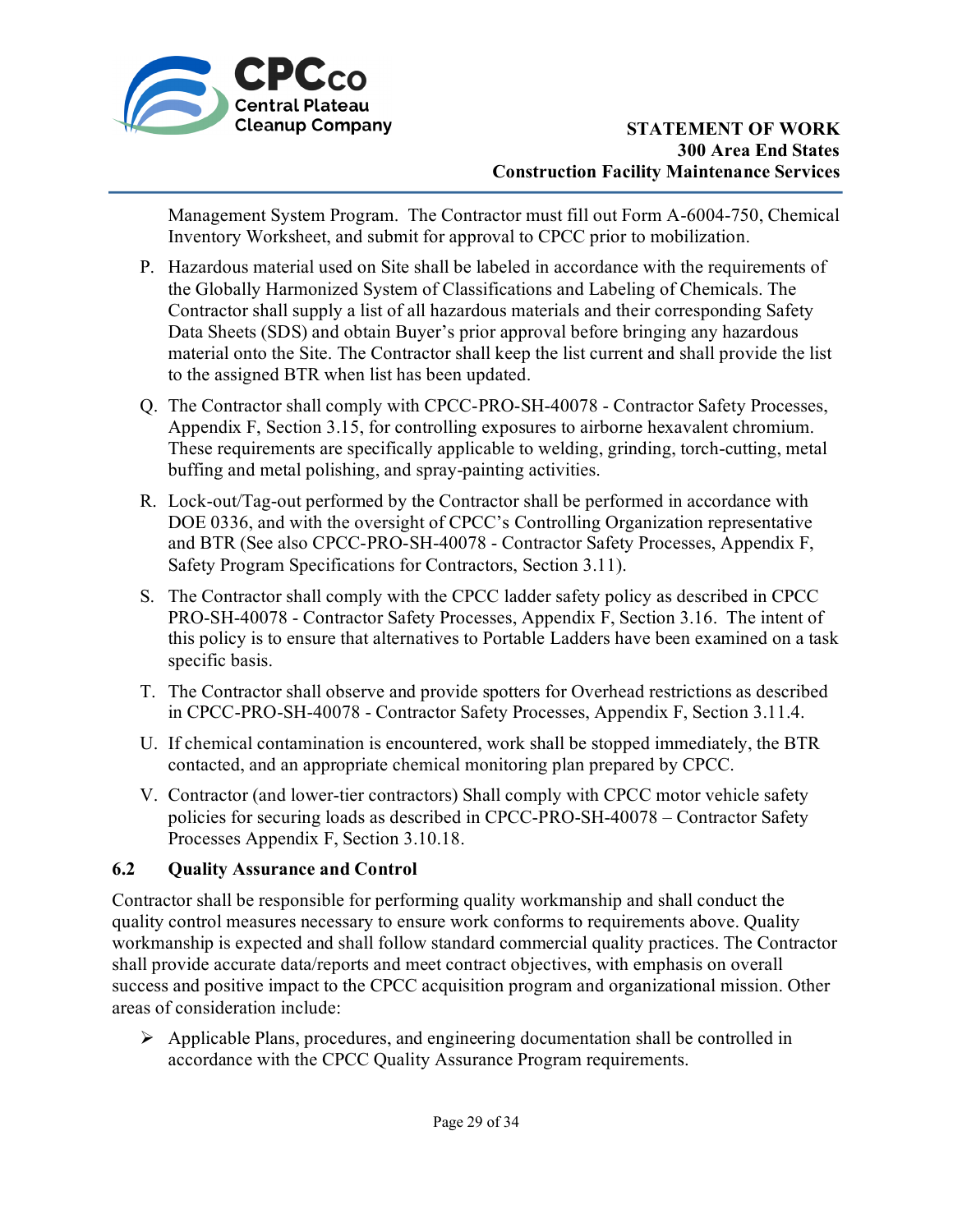Management System Program. The Contractor must fill out Form A-6004-750, Chemical Inventory Worksheet, and submit for approval to CPCC prior to mobilization.

P. Hazardous material used on Site shall be labeled in accordance with the requirements of the Globally Harmonized System of Classifications and Labeling of Chemicals. The Contractor shall supply a list of all hazardous materials and their corresponding Safety Data Sheets (SDS) and obtain Buyer's prior approval before bringing any hazardous material onto the Site. The Contractor shall keep the list current and shall provide the list to the assigned BTR when list has been updated.

Q. The Contractor shall comply with CPCC-PRO-SH-40078 - Contractor Safety Processes, Appendix F, Section 3.15, for controlling exposures to airborne hexavalent chromium. These requirements are specifically applicable to welding, grinding, torch-cutting, metal buffing and metal polishing, and spray-painting activities.

R. Lock-out/Tag-out performed by the Contractor shall be performed in accordance with DOE 0336, and with the oversight of CPCC's Controlling Organization representative and BTR (See also CPCC-PRO-SH-40078 - Contractor Safety Processes, Appendix F, Safety Program Specifications for Contractors, Section 3.11).

S. The Contractor shall comply with the CPCC ladder safety policy as described in CPCC PRO-SH-40078 - Contractor Safety Processes, Appendix F, Section 3.16. The intent of this policy is to ensure that alternatives to Portable Ladders have been examined on a task specific basis.

T. The Contractor shall observe and provide spotters for Overhead restrictions as described in CPCC-PRO-SH-40078 - Contractor Safety Processes, Appendix F, Section 3.11.4.

U. If chemical contamination is encountered, work shall be stopped immediately, the BTR contacted, and an appropriate chemical monitoring plan prepared by CPCC.

V. Contractor (and lower-tier contractors) Shall comply with CPCC motor vehicle safety policies for securing loads as described in CPCC-PRO-SH-40078 – Contractor Safety Processes Appendix F, Section 3.10.18.

### 6.2 Quality Assurance and Control

Contractor shall be responsible for performing quality workmanship and shall conduct the quality control measures necessary to ensure work conforms to requirements above. Quality workmanship is expected and shall follow standard commercial quality practices. The Contractor shall provide accurate data/reports and meet contract objectives, with emphasis on overall success and positive impact to the CPCC acquisition program and organizational mission. Other areas of consideration include:

- Applicable Plans, procedures, and engineering documentation shall be controlled in accordance with the CPCC Quality Assurance Program requirements.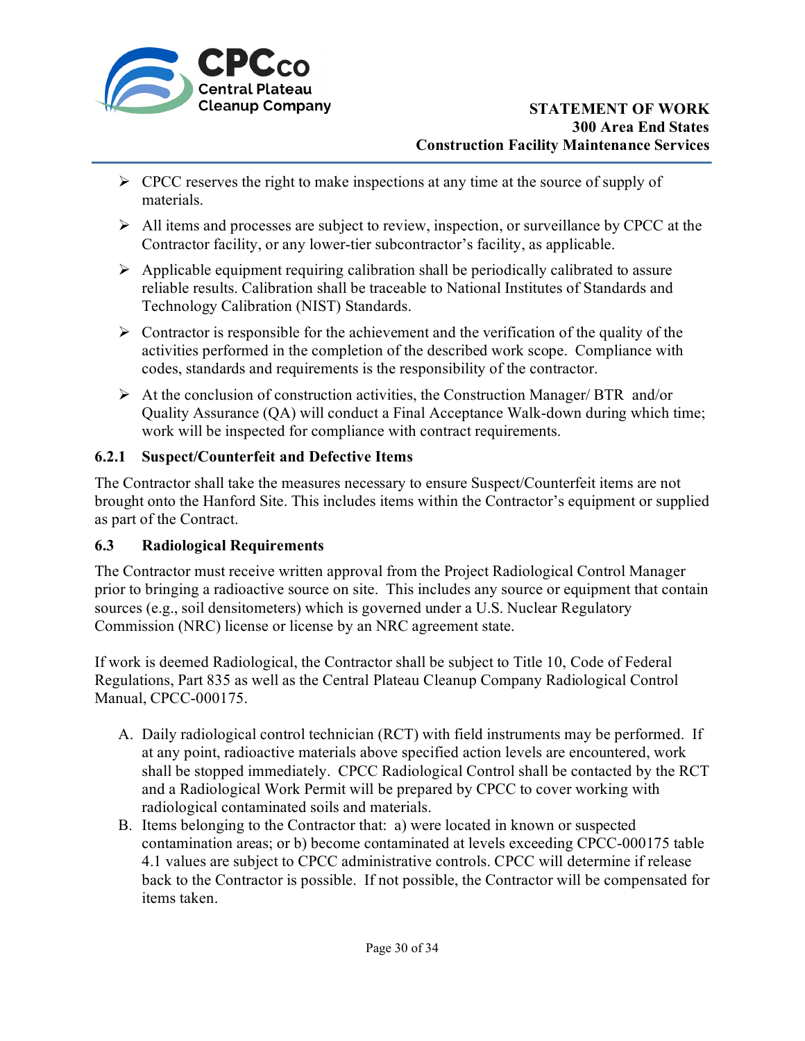- CPCC reserves the right to make inspections at any time at the source of supply of materials.
- All items and processes are subject to review, inspection, or surveillance by CPCC at the Contractor facility, or any lower-tier subcontractor's facility, as applicable.
- Applicable equipment requiring calibration shall be periodically calibrated to assure reliable results. Calibration shall be traceable to National Institutes of Standards and Technology Calibration (NIST) Standards.
- Contractor is responsible for the achievement and the verification of the quality of the activities performed in the completion of the described work scope. Compliance with codes, standards and requirements is the responsibility of the contractor.
- At the conclusion of construction activities, the Construction Manager/ BTR and/or Quality Assurance (QA) will conduct a Final Acceptance Walk-down during which time; work will be inspected for compliance with contract requirements.

#### 6.2.1 Suspect/Counterfeit and Defective Items

The Contractor shall take the measures necessary to ensure Suspect/Counterfeit items are not brought onto the Hanford Site. This includes items within the Contractor's equipment or supplied as part of the Contract.

### 6.3 Radiological Requirements

The Contractor must receive written approval from the Project Radiological Control Manager prior to bringing a radioactive source on site. This includes any source or equipment that contain sources (e.g., soil densitometers) which is governed under a U.S. Nuclear Regulatory Commission (NRC) license or license by an NRC agreement state.

If work is deemed Radiological, the Contractor shall be subject to Title 10, Code of Federal Regulations, Part 835 as well as the Central Plateau Cleanup Company Radiological Control Manual, CPCC-000175.

A. Daily radiological control technician (RCT) with field instruments may be performed. If at any point, radioactive materials above specified action levels are encountered, work shall be stopped immediately. CPCC Radiological Control shall be contacted by the RCT and a Radiological Work Permit will be prepared by CPCC to cover working with radiological contaminated soils and materials.
B. Items belonging to the Contractor that: a) were located in known or suspected contamination areas; or b) become contaminated at levels exceeding CPCC-000175 table 4.1 values are subject to CPCC administrative controls. CPCC will determine if release back to the Contractor is possible. If not possible, the Contractor will be compensated for items taken.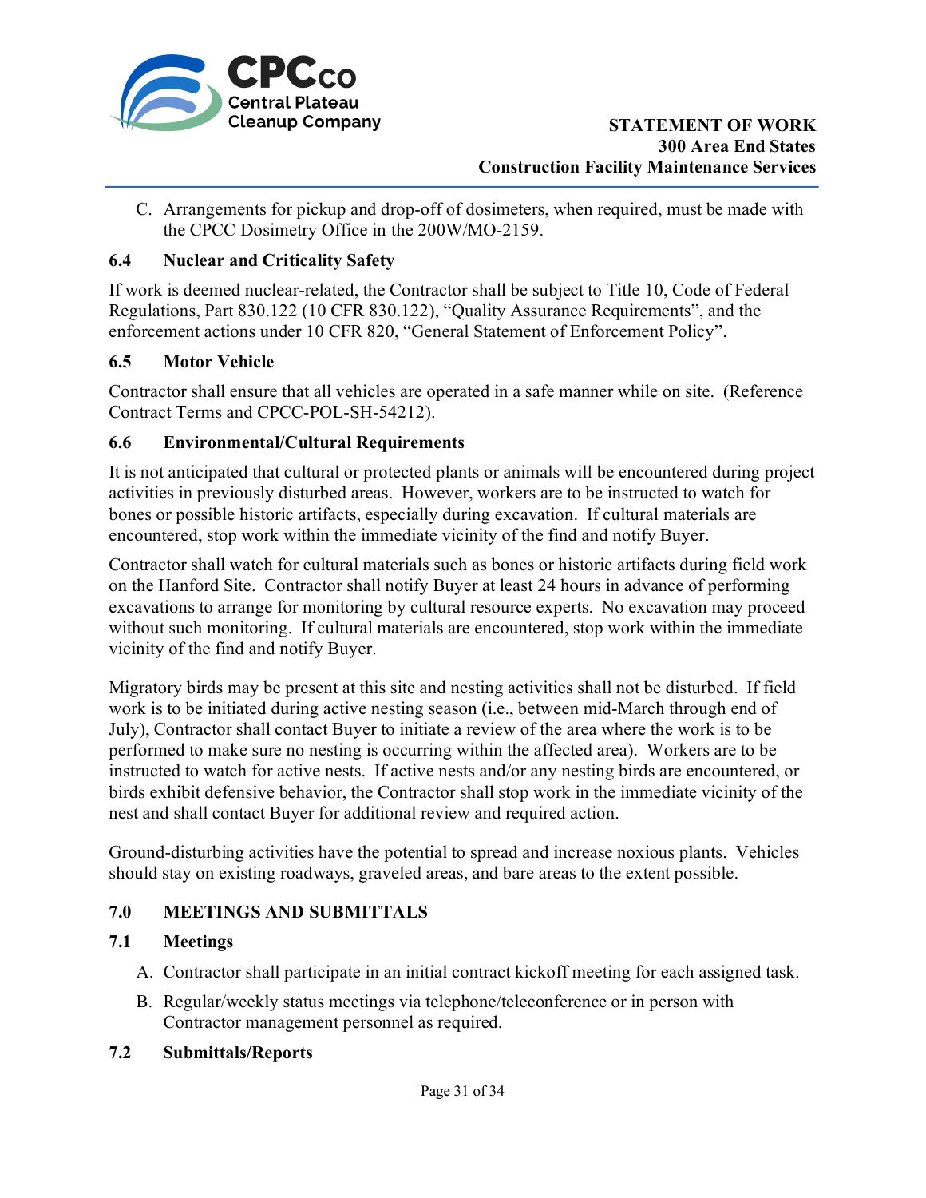C. Arrangements for pickup and drop-off of dosimeters, when required, must be made with the CPCC Dosimetry Office in the 200W/MO-2159.

### 6.4 Nuclear and Criticality Safety

If work is deemed nuclear-related, the Contractor shall be subject to Title 10, Code of Federal Regulations, Part 830.122 (10 CFR 830.122), "Quality Assurance Requirements", and the enforcement actions under 10 CFR 820, "General Statement of Enforcement Policy".

### 6.5 Motor Vehicle

Contractor shall ensure that all vehicles are operated in a safe manner while on site. (Reference Contract Terms and CPCC-POL-SH-54212).

### 6.6 Environmental/Cultural Requirements

It is not anticipated that cultural or protected plants or animals will be encountered during project activities in previously disturbed areas. However, workers are to be instructed to watch for bones or possible historic artifacts, especially during excavation. If cultural materials are encountered, stop work within the immediate vicinity of the find and notify Buyer.

Contractor shall watch for cultural materials such as bones or historic artifacts during field work on the Hanford Site. Contractor shall notify Buyer at least 24 hours in advance of performing excavations to arrange for monitoring by cultural resource experts. No excavation may proceed without such monitoring. If cultural materials are encountered, stop work within the immediate vicinity of the find and notify Buyer.

Migratory birds may be present at this site and nesting activities shall not be disturbed. If field work is to be initiated during active nesting season (i.e., between mid-March through end of July), Contractor shall contact Buyer to initiate a review of the area where the work is to be performed to make sure no nesting is occurring within the affected area). Workers are to be instructed to watch for active nests. If active nests and/or any nesting birds are encountered, or birds exhibit defensive behavior, the Contractor shall stop work in the immediate vicinity of the nest and shall contact Buyer for additional review and required action.

Ground-disturbing activities have the potential to spread and increase noxious plants. Vehicles should stay on existing roadways, graveled areas, and bare areas to the extent possible.

## 7.0 MEETINGS AND SUBMITTALS

### 7.1 Meetings

A. Contractor shall participate in an initial contract kickoff meeting for each assigned task.

B. Regular/weekly status meetings via telephone/teleconference or in person with Contractor management personnel as required.

### 7.2 Submittals/Reports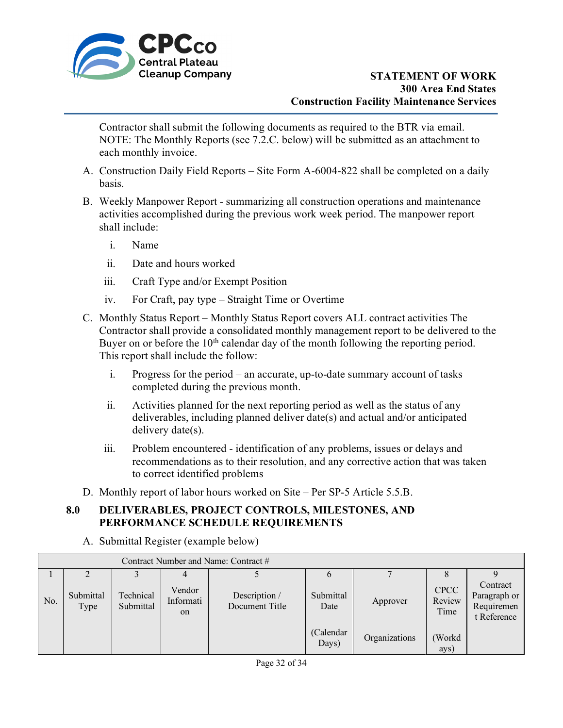Contractor shall submit the following documents as required to the BTR via email. NOTE: The Monthly Reports (see 7.2.C. below) will be submitted as an attachment to each monthly invoice.

A. Construction Daily Field Reports – Site Form A-6004-822 shall be completed on a daily basis.

B. Weekly Manpower Report - summarizing all construction operations and maintenance activities accomplished during the previous work week period. The manpower report shall include:

   i. Name

   ii. Date and hours worked

   iii. Craft Type and/or Exempt Position

   iv. For Craft, pay type – Straight Time or Overtime

C. Monthly Status Report – Monthly Status Report covers ALL contract activities The Contractor shall provide a consolidated monthly management report to be delivered to the Buyer on or before the 10th calendar day of the month following the reporting period. This report shall include the follow:

   i. Progress for the period – an accurate, up-to-date summary account of tasks completed during the previous month.

   ii. Activities planned for the next reporting period as well as the status of any deliverables, including planned deliver date(s) and actual and/or anticipated delivery date(s).

   iii. Problem encountered - identification of any problems, issues or delays and recommendations as to their resolution, and any corrective action that was taken to correct identified problems

D. Monthly report of labor hours worked on Site – Per SP-5 Article 5.5.B.

## 8.0 DELIVERABLES, PROJECT CONTROLS, MILESTONES, AND PERFORMANCE SCHEDULE REQUIREMENTS

A. Submittal Register (example below)

| Contract Number and Name: Contract # | | | | | | | | |
|---|---|---|---|---|---|---|---|---|
| 1 | 2 | 3 | 4 | 5 | 6 | 7 | 8 | 9 |
| No. | Submittal Type | Technical Submittal | Vendor Information | Description / Document Title | Submittal Date (Calendar Days) | Approver Organizations | CPCC Review Time (Workdays) | Contract Paragraph or Requirement Reference |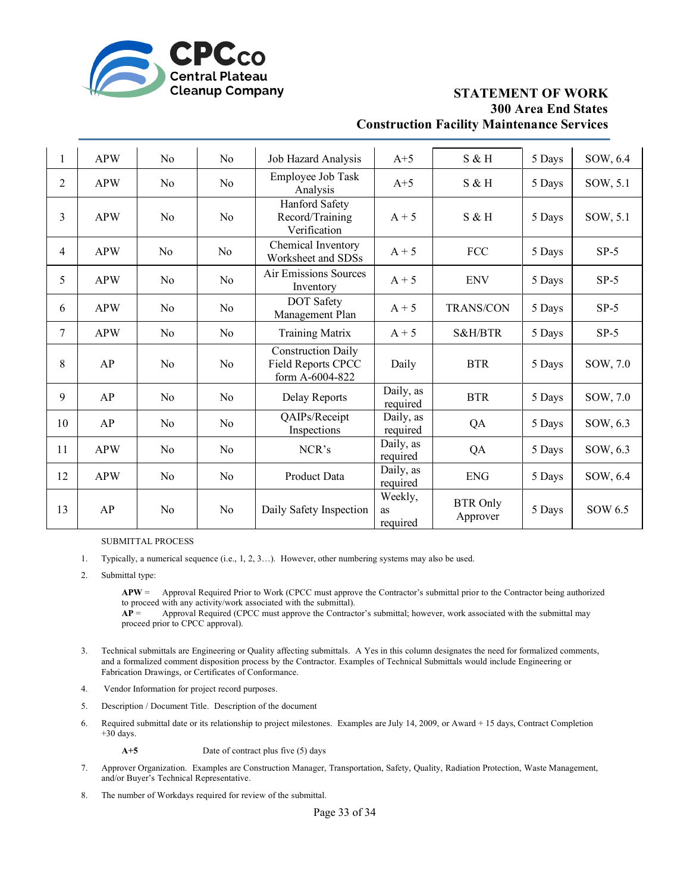| | | | | | | | | |
|---|---|---|---|---|---|---|---|---|
| 1 | APW | No | No | Job Hazard Analysis | A+5 | S & H | 5 Days | SOW, 6.4 |
| 2 | APW | No | No | Employee Job Task Analysis | A+5 | S & H | 5 Days | SOW, 5.1 |
| 3 | APW | No | No | Hanford Safety Record/Training Verification | A + 5 | S & H | 5 Days | SOW, 5.1 |
| 4 | APW | No | No | Chemical Inventory Worksheet and SDSs | A + 5 | FCC | 5 Days | SP-5 |
| 5 | APW | No | No | Air Emissions Sources Inventory | A + 5 | ENV | 5 Days | SP-5 |
| 6 | APW | No | No | DOT Safety Management Plan | A + 5 | TRANS/CON | 5 Days | SP-5 |
| 7 | APW | No | No | Training Matrix | A + 5 | S&H/BTR | 5 Days | SP-5 |
| 8 | AP | No | No | Construction Daily Field Reports CPCC form A-6004-822 | Daily | BTR | 5 Days | SOW, 7.0 |
| 9 | AP | No | No | Delay Reports | Daily, as required | BTR | 5 Days | SOW, 7.0 |
| 10 | AP | No | No | QAIPs/Receipt Inspections | Daily, as required | QA | 5 Days | SOW, 6.3 |
| 11 | APW | No | No | NCR's | Daily, as required | QA | 5 Days | SOW, 6.3 |
| 12 | APW | No | No | Product Data | Daily, as required | ENG | 5 Days | SOW, 6.4 |
| 13 | AP | No | No | Daily Safety Inspection | Weekly, as required | BTR Only Approver | 5 Days | SOW 6.5 |

SUBMITTAL PROCESS

1. Typically, a numerical sequence (i.e., 1, 2, 3…). However, other numbering systems may also be used.

2. Submittal type:

   **APW** = Approval Required Prior to Work (CPCC must approve the Contractor's submittal prior to the Contractor being authorized to proceed with any activity/work associated with the submittal).
   **AP** = Approval Required (CPCC must approve the Contractor's submittal; however, work associated with the submittal may proceed prior to CPCC approval).

3. Technical submittals are Engineering or Quality affecting submittals. A Yes in this column designates the need for formalized comments, and a formalized comment disposition process by the Contractor. Examples of Technical Submittals would include Engineering or Fabrication Drawings, or Certificates of Conformance.

4. Vendor Information for project record purposes.

5. Description / Document Title. Description of the document

6. Required submittal date or its relationship to project milestones. Examples are July 14, 2009, or Award + 15 days, Contract Completion +30 days.

   **A+5** Date of contract plus five (5) days

7. Approver Organization. Examples are Construction Manager, Transportation, Safety, Quality, Radiation Protection, Waste Management, and/or Buyer's Technical Representative.

8. The number of Workdays required for review of the submittal.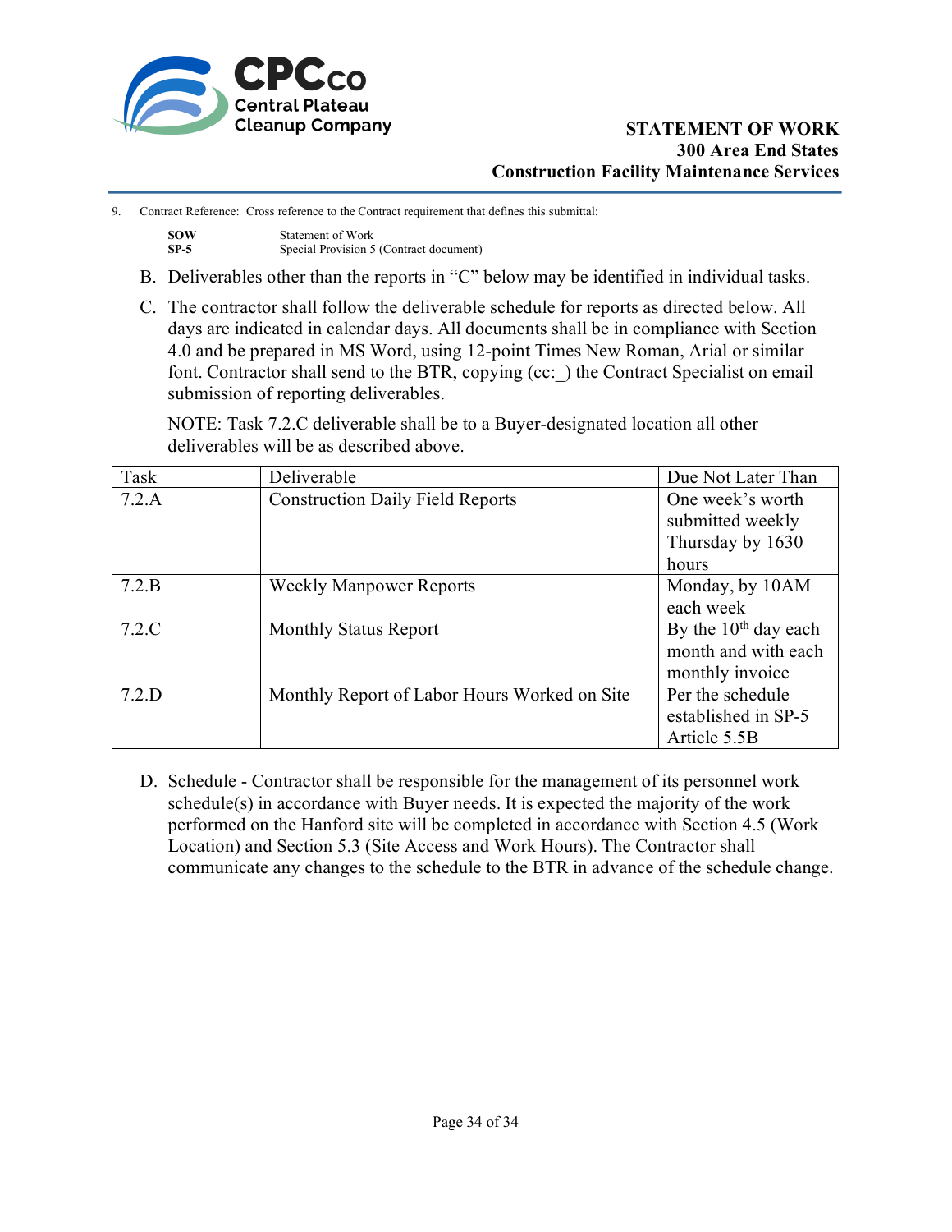9. Contract Reference: Cross reference to the Contract requirement that defines this submittal:

| | |
|---|---|
| **SOW** | Statement of Work |
| **SP-5** | Special Provision 5 (Contract document) |

B. Deliverables other than the reports in “C” below may be identified in individual tasks.

C. The contractor shall follow the deliverable schedule for reports as directed below. All days are indicated in calendar days. All documents shall be in compliance with Section 4.0 and be prepared in MS Word, using 12-point Times New Roman, Arial or similar font. Contractor shall send to the BTR, copying (cc:_) the Contract Specialist on email submission of reporting deliverables.

NOTE: Task 7.2.C deliverable shall be to a Buyer-designated location all other deliverables will be as described above.

| Task | | Deliverable | Due Not Later Than |
|---|---|---|---|
| 7.2.A | | Construction Daily Field Reports | One week’s worth submitted weekly Thursday by 1630 hours |
| 7.2.B | | Weekly Manpower Reports | Monday, by 10AM each week |
| 7.2.C | | Monthly Status Report | By the 10th day each month and with each monthly invoice |
| 7.2.D | | Monthly Report of Labor Hours Worked on Site | Per the schedule established in SP-5 Article 5.5B |

D. Schedule - Contractor shall be responsible for the management of its personnel work schedule(s) in accordance with Buyer needs. It is expected the majority of the work performed on the Hanford site will be completed in accordance with Section 4.5 (Work Location) and Section 5.3 (Site Access and Work Hours). The Contractor shall communicate any changes to the schedule to the BTR in advance of the schedule change.